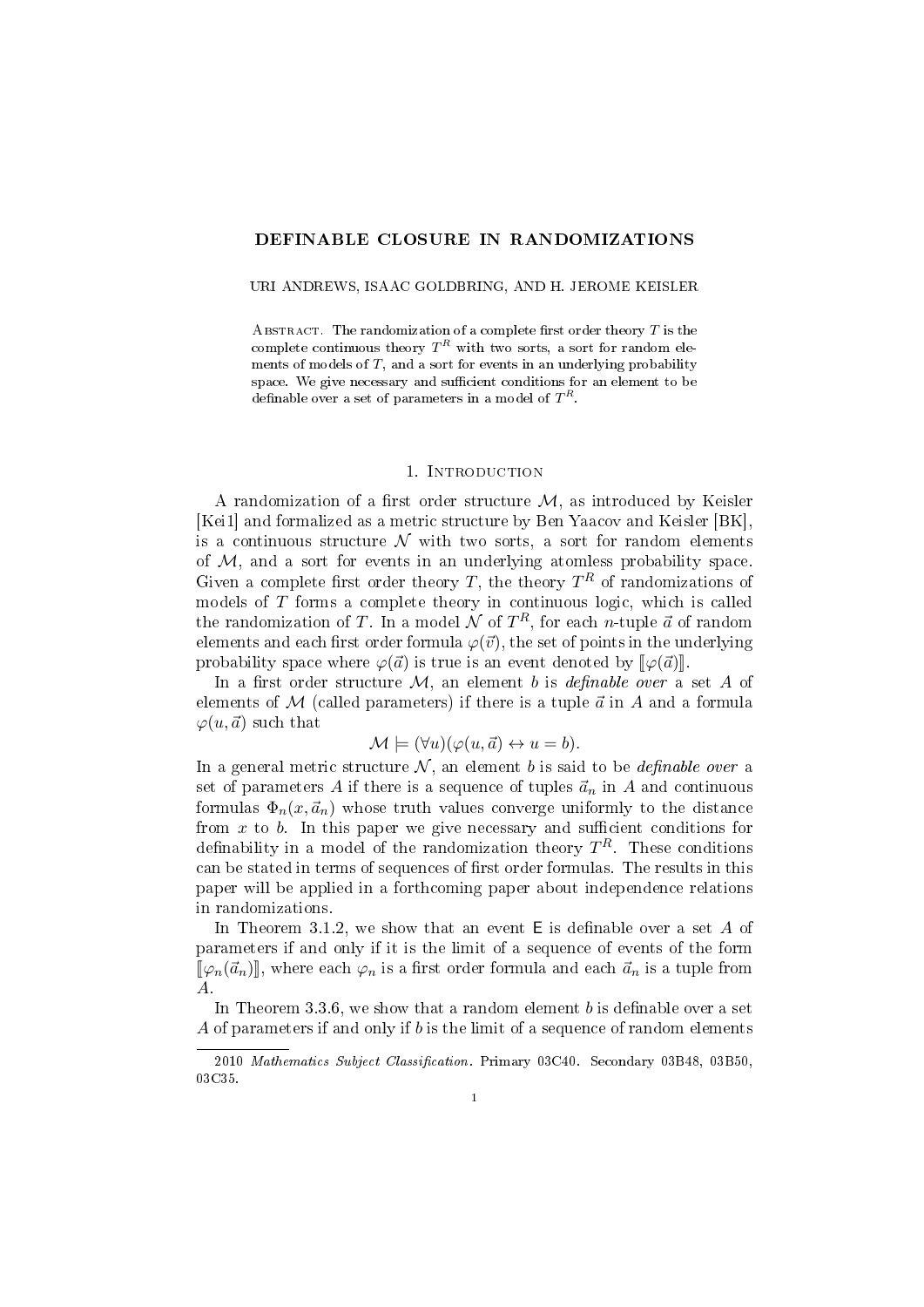# DEFINABLE CLOSURE IN RANDOMIZATIONS

URI ANDREWS, ISAAC GOLDBRING, AND H. JEROME KEISLER

Abstract. The randomization of a complete first order theory $T$ is the complete continuous theory $T^R$ with two sorts, a sort for random elements of models of $T$, and a sort for events in an underlying probability space. We give necessary and sufficient conditions for an element to be definable over a set of parameters in a model of $T^R$.

## 1. Introduction

A randomization of a first order structure $\mathcal{M}$, as introduced by Keisler [Kei1] and formalized as a metric structure by Ben Yaacov and Keisler [BK], is a continuous structure $\mathcal{N}$ with two sorts, a sort for random elements of $\mathcal{M}$, and a sort for events in an underlying atomless probability space. Given a complete first order theory $T$, the theory $T^R$ of randomizations of models of $T$ forms a complete theory in continuous logic, which is called the randomization of $T$. In a model $\mathcal{N}$ of $T^R$, for each $n$-tuple $\vec{a}$ of random elements and each first order formula $\varphi(\vec{v})$, the set of points in the underlying probability space where $\varphi(\vec{a})$ is true is an event denoted by $[\![\varphi(\vec{a})]\!]$.

In a first order structure $\mathcal{M}$, an element $b$ is *definable over* a set $A$ of elements of $\mathcal{M}$ (called parameters) if there is a tuple $\vec{a}$ in $A$ and a formula $\varphi(u, \vec{a})$ such that

$$\mathcal{M} \models (\forall u)(\varphi(u, \vec{a}) \leftrightarrow u = b).$$

In a general metric structure $\mathcal{N}$, an element $b$ is said to be *definable over* a set of parameters $A$ if there is a sequence of tuples $\vec{a}_n$ in $A$ and continuous formulas $\Phi_n(x, \vec{a}_n)$ whose truth values converge uniformly to the distance from $x$ to $b$. In this paper we give necessary and sufficient conditions for definability in a model of the randomization theory $T^R$. These conditions can be stated in terms of sequences of first order formulas. The results in this paper will be applied in a forthcoming paper about independence relations in randomizations.

In Theorem 3.1.2, we show that an event $\mathsf{E}$ is definable over a set $A$ of parameters if and only if it is the limit of a sequence of events of the form $[\![\varphi_n(\vec{a}_n)]\!]$, where each $\varphi_n$ is a first order formula and each $\vec{a}_n$ is a tuple from $A$.

In Theorem 3.3.6, we show that a random element $b$ is definable over a set $A$ of parameters if and only if $b$ is the limit of a sequence of random elements

2010 *Mathematics Subject Classification*. Primary 03C40. Secondary 03B48, 03B50, 03C35.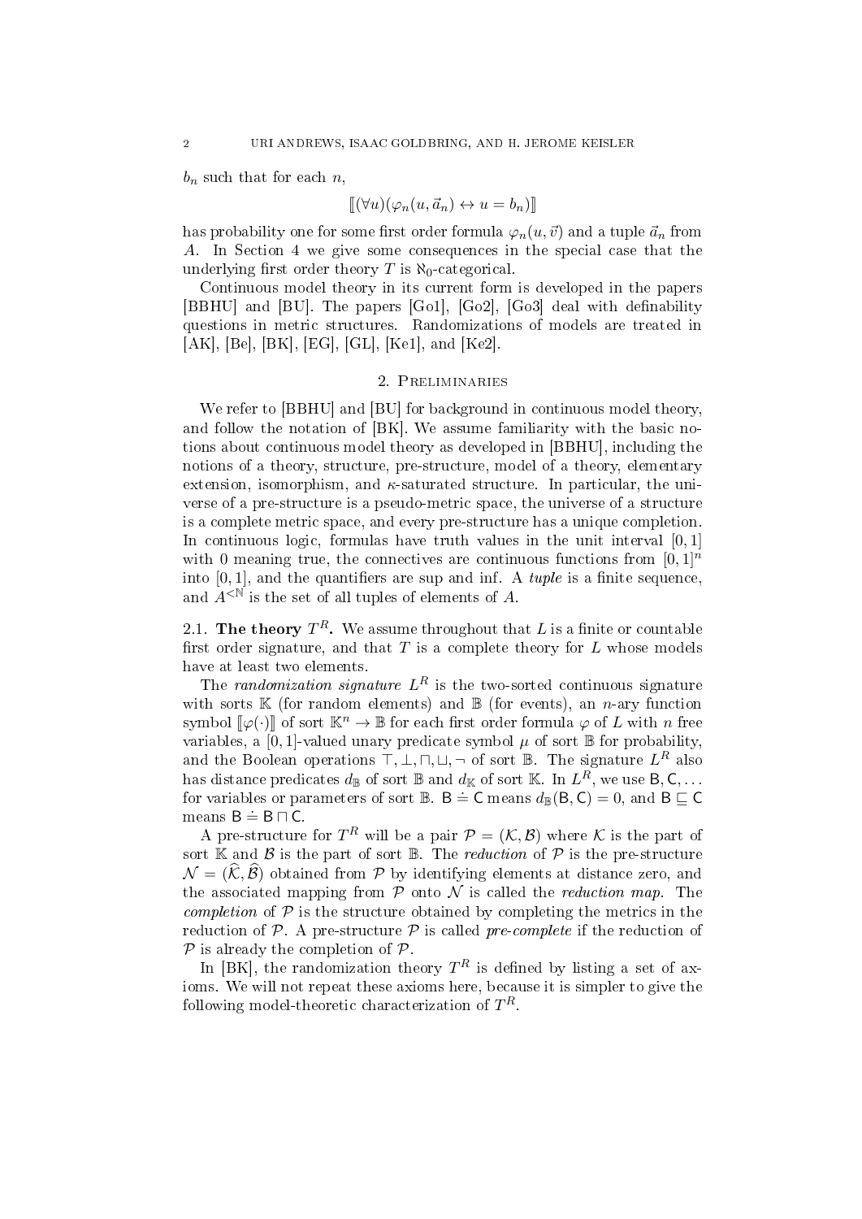$b_n$ such that for each $n$,

$$[\![(\forall u)(\varphi_n(u, \vec{a}_n) \leftrightarrow u = b_n)]\!]$$

has probability one for some first order formula $\varphi_n(u, \vec{v})$ and a tuple $\vec{a}_n$ from $A$. In Section 4 we give some consequences in the special case that the underlying first order theory $T$ is $\aleph_0$-categorical.

Continuous model theory in its current form is developed in the papers [BBHU] and [BU]. The papers [Go1], [Go2], [Go3] deal with definability questions in metric structures. Randomizations of models are treated in [AK], [Be], [BK], [EG], [GL], [Ke1], and [Ke2].

## 2. Preliminaries

We refer to [BBHU] and [BU] for background in continuous model theory, and follow the notation of [BK]. We assume familiarity with the basic notions about continuous model theory as developed in [BBHU], including the notions of a theory, structure, pre-structure, model of a theory, elementary extension, isomorphism, and $\kappa$-saturated structure. In particular, the universe of a pre-structure is a pseudo-metric space, the universe of a structure is a complete metric space, and every pre-structure has a unique completion. In continuous logic, formulas have truth values in the unit interval $[0, 1]$ with 0 meaning true, the connectives are continuous functions from $[0, 1]^n$ into $[0, 1]$, and the quantifiers are sup and inf. A *tuple* is a finite sequence, and $A^{<\mathbb{N}}$ is the set of all tuples of elements of $A$.

### 2.1. The theory $T^R$.

We assume throughout that $L$ is a finite or countable first order signature, and that $T$ is a complete theory for $L$ whose models have at least two elements.

The *randomization signature* $L^R$ is the two-sorted continuous signature with sorts $\mathbb{K}$ (for random elements) and $\mathbb{B}$ (for events), an $n$-ary function symbol $[\![\varphi(\cdot)]\!]$ of sort $\mathbb{K}^n \to \mathbb{B}$ for each first order formula $\varphi$ of $L$ with $n$ free variables, a $[0, 1]$-valued unary predicate symbol $\mu$ of sort $\mathbb{B}$ for probability, and the Boolean operations $\top, \bot, \sqcap, \sqcup, \neg$ of sort $\mathbb{B}$. The signature $L^R$ also has distance predicates $d_{\mathbb{B}}$ of sort $\mathbb{B}$ and $d_{\mathbb{K}}$ of sort $\mathbb{K}$. In $L^R$, we use $\mathsf{B}, \mathsf{C}, \ldots$ for variables or parameters of sort $\mathbb{B}$. $\mathsf{B} \doteq \mathsf{C}$ means $d_{\mathbb{B}}(\mathsf{B}, \mathsf{C}) = 0$, and $\mathsf{B} \sqsubseteq \mathsf{C}$ means $\mathsf{B} \doteq \mathsf{B} \sqcap \mathsf{C}$.

A pre-structure for $T^R$ will be a pair $\mathcal{P} = (\mathcal{K}, \mathcal{B})$ where $\mathcal{K}$ is the part of sort $\mathbb{K}$ and $\mathcal{B}$ is the part of sort $\mathbb{B}$. The *reduction* of $\mathcal{P}$ is the pre-structure $\mathcal{N} = (\widehat{\mathcal{K}}, \widehat{\mathcal{B}})$ obtained from $\mathcal{P}$ by identifying elements at distance zero, and the associated mapping from $\mathcal{P}$ onto $\mathcal{N}$ is called the *reduction map*. The *completion* of $\mathcal{P}$ is the structure obtained by completing the metrics in the reduction of $\mathcal{P}$. A pre-structure $\mathcal{P}$ is called *pre-complete* if the reduction of $\mathcal{P}$ is already the completion of $\mathcal{P}$.

In [BK], the randomization theory $T^R$ is defined by listing a set of axioms. We will not repeat these axioms here, because it is simpler to give the following model-theoretic characterization of $T^R$.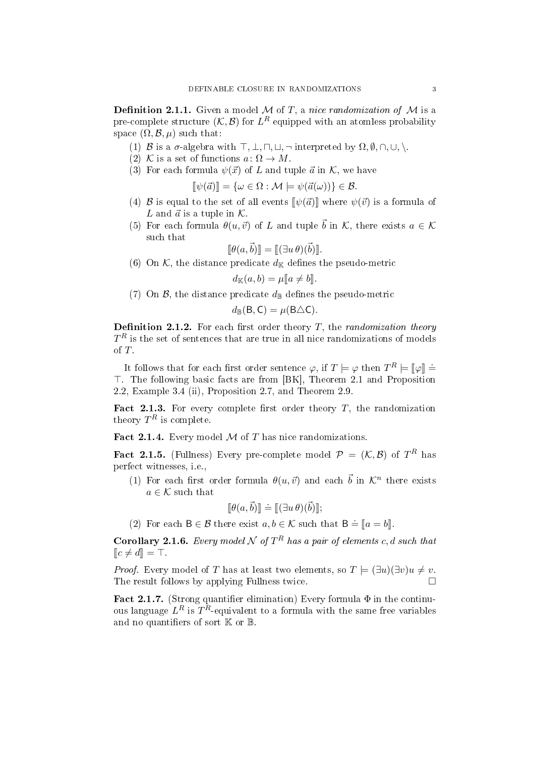**Definition 2.1.1.** Given a model $\mathcal{M}$ of $T$, a *nice randomization of* $\mathcal{M}$ is a pre-complete structure $(\mathcal{K}, \mathcal{B})$ for $L^R$ equipped with an atomless probability space $(\Omega, \mathcal{B}, \mu)$ such that:

1. $\mathcal{B}$ is a $\sigma$-algebra with $\top, \bot, \sqcap, \sqcup, \neg$ interpreted by $\Omega, \emptyset, \cap, \cup, \setminus$.
2. $\mathcal{K}$ is a set of functions $a \colon \Omega \to M$.
3. For each formula $\psi(\vec{x})$ of $L$ and tuple $\vec{a}$ in $\mathcal{K}$, we have
$$[\![\psi(\vec{a})]\!] = \{\omega \in \Omega : \mathcal{M} \models \psi(\vec{a}(\omega))\} \in \mathcal{B}.$$
4. $\mathcal{B}$ is equal to the set of all events $[\![\psi(\vec{a})]\!]$ where $\psi(\vec{v})$ is a formula of $L$ and $\vec{a}$ is a tuple in $\mathcal{K}$.
5. For each formula $\theta(u, \vec{v})$ of $L$ and tuple $\vec{b}$ in $\mathcal{K}$, there exists $a \in \mathcal{K}$ such that
$$[\![\theta(a, \vec{b})]\!] = [\![(\exists u \, \theta)(\vec{b})]\!].$$
6. On $\mathcal{K}$, the distance predicate $d_{\mathbb{K}}$ defines the pseudo-metric
$$d_{\mathbb{K}}(a, b) = \mu[\![a \neq b]\!].$$
7. On $\mathcal{B}$, the distance predicate $d_{\mathbb{B}}$ defines the pseudo-metric
$$d_{\mathbb{B}}(\mathsf{B}, \mathsf{C}) = \mu(\mathsf{B} \triangle \mathsf{C}).$$

**Definition 2.1.2.** For each first order theory $T$, the *randomization theory* $T^R$ is the set of sentences that are true in all nice randomizations of models of $T$.

It follows that for each first order sentence $\varphi$, if $T \models \varphi$ then $T^R \models [\![\varphi]\!] \doteq \top$. The following basic facts are from [BK], Theorem 2.1 and Proposition 2.2, Example 3.4 (ii), Proposition 2.7, and Theorem 2.9.

**Fact 2.1.3.** For every complete first order theory $T$, the randomization theory $T^R$ is complete.

**Fact 2.1.4.** Every model $\mathcal{M}$ of $T$ has nice randomizations.

**Fact 2.1.5.** (Fullness) Every pre-complete model $\mathcal{P} = (\mathcal{K}, \mathcal{B})$ of $T^R$ has perfect witnesses, i.e.,

1. For each first order formula $\theta(u, \vec{v})$ and each $\vec{b}$ in $\mathcal{K}^n$ there exists $a \in \mathcal{K}$ such that
$$[\![\theta(a, \vec{b})]\!] \doteq [\![(\exists u \, \theta)(\vec{b})]\!];$$
2. For each $\mathsf{B} \in \mathcal{B}$ there exist $a, b \in \mathcal{K}$ such that $\mathsf{B} \doteq [\![a = b]\!]$.

**Corollary 2.1.6.** *Every model $\mathcal{N}$ of $T^R$ has a pair of elements $c, d$ such that $[\![c \neq d]\!] = \top$.*

*Proof.* Every model of $T$ has at least two elements, so $T \models (\exists u)(\exists v) u \neq v$. The result follows by applying Fullness twice. $\square$

**Fact 2.1.7.** (Strong quantifier elimination) Every formula $\Phi$ in the continuous language $L^R$ is $T^R$-equivalent to a formula with the same free variables and no quantifiers of sort $\mathbb{K}$ or $\mathbb{B}$.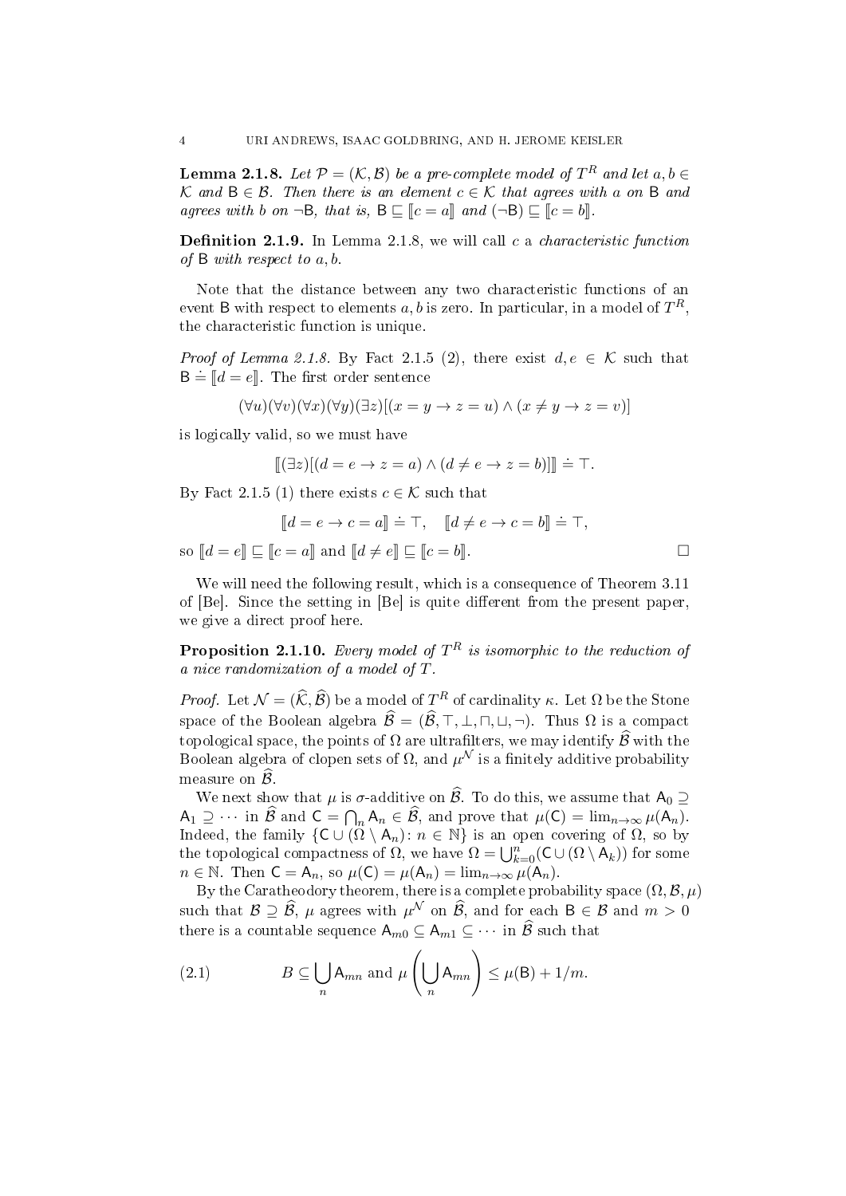**Lemma 2.1.8.** *Let $\mathcal{P} = (\mathcal{K}, \mathcal{B})$ be a pre-complete model of $T^R$ and let $a, b \in \mathcal{K}$ and $\mathsf{B} \in \mathcal{B}$. Then there is an element $c \in \mathcal{K}$ that agrees with $a$ on $\mathsf{B}$ and agrees with $b$ on $\neg\mathsf{B}$, that is, $\mathsf{B} \sqsubseteq [\![c = a]\!]$ and $(\neg\mathsf{B}) \sqsubseteq [\![c = b]\!]$.*

**Definition 2.1.9.** In Lemma 2.1.8, we will call $c$ a *characteristic function of* $\mathsf{B}$ *with respect to* $a, b$.

Note that the distance between any two characteristic functions of an event $\mathsf{B}$ with respect to elements $a, b$ is zero. In particular, in a model of $T^R$, the characteristic function is unique.

*Proof of Lemma 2.1.8.* By Fact 2.1.5 (2), there exist $d, e \in \mathcal{K}$ such that $\mathsf{B} \doteq [\![d = e]\!]$. The first order sentence

$$(\forall u)(\forall v)(\forall x)(\forall y)(\exists z)[(x = y \to z = u) \wedge (x \neq y \to z = v)]$$

is logically valid, so we must have

$$[\![(\exists z)[(d = e \to z = a) \wedge (d \neq e \to z = b)]]\!] \doteq \top.$$

By Fact 2.1.5 (1) there exists $c \in \mathcal{K}$ such that

$$[\![d = e \to c = a]\!] \doteq \top, \quad [\![d \neq e \to c = b]\!] \doteq \top,$$

so $[\![d = e]\!] \sqsubseteq [\![c = a]\!]$ and $[\![d \neq e]\!] \sqsubseteq [\![c = b]\!]$. □

We will need the following result, which is a consequence of Theorem 3.11 of [Be]. Since the setting in [Be] is quite different from the present paper, we give a direct proof here.

**Proposition 2.1.10.** *Every model of $T^R$ is isomorphic to the reduction of a nice randomization of a model of $T$.*

*Proof.* Let $\mathcal{N} = (\widehat{\mathcal{K}}, \widehat{\mathcal{B}})$ be a model of $T^R$ of cardinality $\kappa$. Let $\Omega$ be the Stone space of the Boolean algebra $\widehat{\mathcal{B}} = (\widehat{\mathcal{B}}, \top, \bot, \sqcap, \sqcup, \neg)$. Thus $\Omega$ is a compact topological space, the points of $\Omega$ are ultrafilters, we may identify $\widehat{\mathcal{B}}$ with the Boolean algebra of clopen sets of $\Omega$, and $\mu^{\mathcal{N}}$ is a finitely additive probability measure on $\widehat{\mathcal{B}}$.

We next show that $\mu$ is $\sigma$-additive on $\widehat{\mathcal{B}}$. To do this, we assume that $\mathsf{A}_0 \supseteq \mathsf{A}_1 \supseteq \cdots$ in $\widehat{\mathcal{B}}$ and $\mathsf{C} = \bigcap_n \mathsf{A}_n \in \widehat{\mathcal{B}}$, and prove that $\mu(\mathsf{C}) = \lim_{n\to\infty} \mu(\mathsf{A}_n)$. Indeed, the family $\{\mathsf{C} \cup (\Omega \setminus \mathsf{A}_n) : n \in \mathbb{N}\}$ is an open covering of $\Omega$, so by the topological compactness of $\Omega$, we have $\Omega = \bigcup_{k=0}^{n} (\mathsf{C} \cup (\Omega \setminus \mathsf{A}_k))$ for some $n \in \mathbb{N}$. Then $\mathsf{C} = \mathsf{A}_n$, so $\mu(\mathsf{C}) = \mu(\mathsf{A}_n) = \lim_{n\to\infty} \mu(\mathsf{A}_n)$.

By the Caratheodory theorem, there is a complete probability space $(\Omega, \mathcal{B}, \mu)$ such that $\mathcal{B} \supseteq \widehat{\mathcal{B}}$, $\mu$ agrees with $\mu^{\mathcal{N}}$ on $\widehat{\mathcal{B}}$, and for each $\mathsf{B} \in \mathcal{B}$ and $m > 0$ there is a countable sequence $\mathsf{A}_{m0} \subseteq \mathsf{A}_{m1} \subseteq \cdots$ in $\widehat{\mathcal{B}}$ such that

$$B \subseteq \bigcup_n \mathsf{A}_{mn} \text{ and } \mu\left(\bigcup_n \mathsf{A}_{mn}\right) \leq \mu(\mathsf{B}) + 1/m. \tag{2.1}$$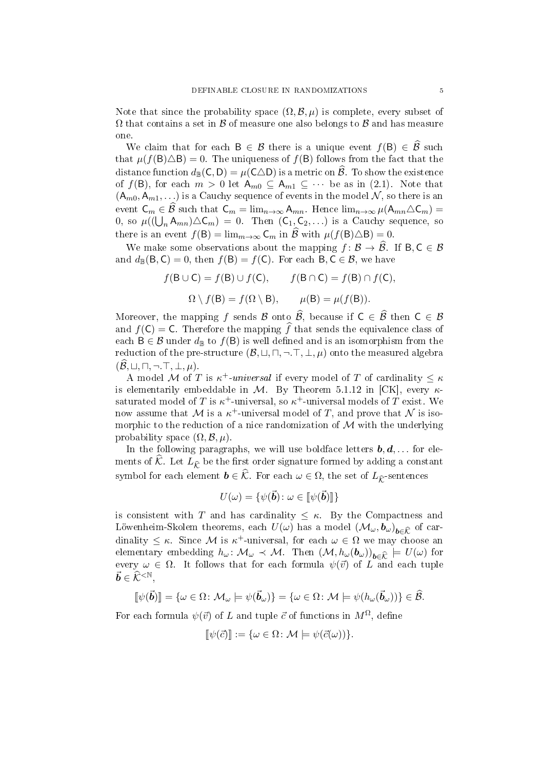Note that since the probability space $(\Omega, \mathcal{B}, \mu)$ is complete, every subset of $\Omega$ that contains a set in $\mathcal{B}$ of measure one also belongs to $\mathcal{B}$ and has measure one.

We claim that for each $\mathsf{B} \in \mathcal{B}$ there is a unique event $f(\mathsf{B}) \in \widehat{\mathcal{B}}$ such that $\mu(f(\mathsf{B}) \triangle \mathsf{B}) = 0$. The uniqueness of $f(\mathsf{B})$ follows from the fact that the distance function $d_{\mathbb{B}}(\mathsf{C}, \mathsf{D}) = \mu(\mathsf{C} \triangle \mathsf{D})$ is a metric on $\widehat{\mathcal{B}}$. To show the existence of $f(\mathsf{B})$, for each $m > 0$ let $\mathsf{A}_{m0} \subseteq \mathsf{A}_{m1} \subseteq \cdots$ be as in (2.1). Note that $(\mathsf{A}_{m0}, \mathsf{A}_{m1}, \ldots)$ is a Cauchy sequence of events in the model $\mathcal{N}$, so there is an event $\mathsf{C}_m \in \widehat{\mathcal{B}}$ such that $\mathsf{C}_m = \lim_{n \to \infty} \mathsf{A}_{mn}$. Hence $\lim_{n \to \infty} \mu(\mathsf{A}_{mn} \triangle \mathsf{C}_m) = 0$, so $\mu((\bigcup_n \mathsf{A}_{mn}) \triangle \mathsf{C}_m) = 0$. Then $(\mathsf{C}_1, \mathsf{C}_2, \ldots)$ is a Cauchy sequence, so there is an event $f(\mathsf{B}) = \lim_{m \to \infty} \mathsf{C}_m$ in $\widehat{\mathcal{B}}$ with $\mu(f(\mathsf{B}) \triangle \mathsf{B}) = 0$.

We make some observations about the mapping $f \colon \mathcal{B} \to \widehat{\mathcal{B}}$. If $\mathsf{B}, \mathsf{C} \in \mathcal{B}$ and $d_{\mathbb{B}}(\mathsf{B}, \mathsf{C}) = 0$, then $f(\mathsf{B}) = f(\mathsf{C})$. For each $\mathsf{B}, \mathsf{C} \in \mathcal{B}$, we have

$$f(\mathsf{B} \cup \mathsf{C}) = f(\mathsf{B}) \cup f(\mathsf{C}), \qquad f(\mathsf{B} \cap \mathsf{C}) = f(\mathsf{B}) \cap f(\mathsf{C}),$$

$$\Omega \setminus f(\mathsf{B}) = f(\Omega \setminus \mathsf{B}), \qquad \mu(\mathsf{B}) = \mu(f(\mathsf{B})).$$

Moreover, the mapping $f$ sends $\mathcal{B}$ onto $\widehat{\mathcal{B}}$, because if $\mathsf{C} \in \widehat{\mathcal{B}}$ then $\mathsf{C} \in \mathcal{B}$ and $f(\mathsf{C}) = \mathsf{C}$. Therefore the mapping $\widehat{f}$ that sends the equivalence class of each $\mathsf{B} \in \mathcal{B}$ under $d_{\mathbb{B}}$ to $f(\mathsf{B})$ is well defined and is an isomorphism from the reduction of the pre-structure $(\mathcal{B}, \sqcup, \sqcap, \neg. \top, \bot, \mu)$ onto the measured algebra $(\widehat{\mathcal{B}}, \sqcup, \sqcap, \neg. \top, \bot, \mu)$.

A model $\mathcal{M}$ of $T$ is $\kappa^+$-*universal* if every model of $T$ of cardinality $\leq \kappa$ is elementarily embeddable in $\mathcal{M}$. By Theorem 5.1.12 in [CK], every $\kappa$-saturated model of $T$ is $\kappa^+$-universal, so $\kappa^+$-universal models of $T$ exist. We now assume that $\mathcal{M}$ is a $\kappa^+$-universal model of $T$, and prove that $\mathcal{N}$ is isomorphic to the reduction of a nice randomization of $\mathcal{M}$ with the underlying probability space $(\Omega, \mathcal{B}, \mu)$.

In the following paragraphs, we will use boldface letters $\boldsymbol{b}, \boldsymbol{d}, \ldots$ for elements of $\widehat{\mathcal{K}}$. Let $L_{\widehat{\mathcal{K}}}$ be the first order signature formed by adding a constant symbol for each element $\boldsymbol{b} \in \widehat{\mathcal{K}}$. For each $\omega \in \Omega$, the set of $L_{\widehat{\mathcal{K}}}$-sentences

$$U(\omega) = \{\psi(\vec{\boldsymbol{b}}) \colon \omega \in [\![\psi(\vec{\boldsymbol{b}})]\!]\}$$

is consistent with $T$ and has cardinality $\leq \kappa$. By the Compactness and Löwenheim-Skolem theorems, each $U(\omega)$ has a model $(\mathcal{M}_\omega, \boldsymbol{b}_\omega)_{\boldsymbol{b} \in \widehat{\mathcal{K}}}$ of cardinality $\leq \kappa$. Since $\mathcal{M}$ is $\kappa^+$-universal, for each $\omega \in \Omega$ we may choose an elementary embedding $h_\omega \colon \mathcal{M}_\omega \prec \mathcal{M}$. Then $(\mathcal{M}, h_\omega(\boldsymbol{b}_\omega))_{\boldsymbol{b} \in \widehat{\mathcal{K}}} \models U(\omega)$ for every $\omega \in \Omega$. It follows that for each formula $\psi(\vec{v})$ of $L$ and each tuple $\vec{\boldsymbol{b}} \in \widehat{\mathcal{K}}^{<\mathbb{N}}$,

$$[\![\psi(\vec{\boldsymbol{b}})]\!] = \{\omega \in \Omega \colon \mathcal{M}_\omega \models \psi(\vec{\boldsymbol{b}}_\omega)\} = \{\omega \in \Omega \colon \mathcal{M} \models \psi(h_\omega(\vec{\boldsymbol{b}}_\omega))\} \in \widehat{\mathcal{B}}.$$

For each formula $\psi(\vec{v})$ of $L$ and tuple $\vec{c}$ of functions in $M^\Omega$, define

$$[\![\psi(\vec{c})]\!] := \{\omega \in \Omega \colon \mathcal{M} \models \psi(\vec{c}(\omega))\}.$$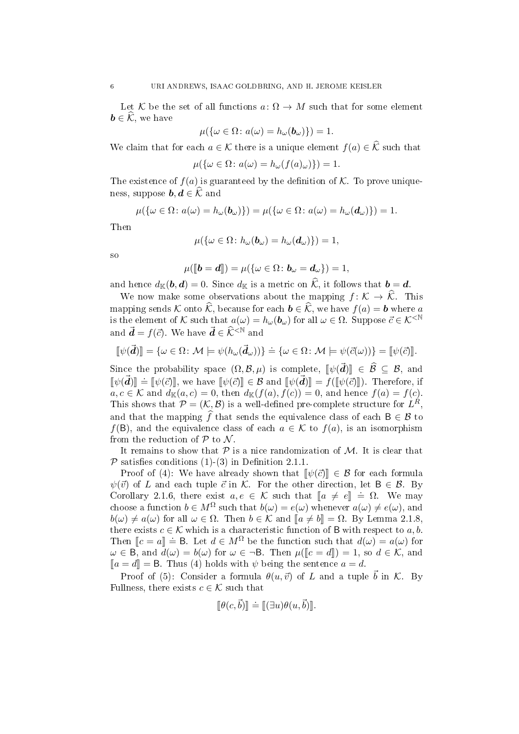Let $\mathcal{K}$ be the set of all functions $a\colon \Omega \to M$ such that for some element $\boldsymbol{b} \in \widehat{\mathcal{K}}$, we have

$$\mu(\{\omega \in \Omega \colon a(\omega) = h_\omega(\boldsymbol{b}_\omega)\}) = 1.$$

We claim that for each $a \in \mathcal{K}$ there is a unique element $f(a) \in \widehat{\mathcal{K}}$ such that

$$\mu(\{\omega \in \Omega \colon a(\omega) = h_\omega(f(a)_\omega)\}) = 1.$$

The existence of $f(a)$ is guaranteed by the definition of $\mathcal{K}$. To prove uniqueness, suppose $\boldsymbol{b}, \boldsymbol{d} \in \widehat{\mathcal{K}}$ and

$$\mu(\{\omega \in \Omega \colon a(\omega) = h_\omega(\boldsymbol{b}_\omega)\}) = \mu(\{\omega \in \Omega \colon a(\omega) = h_\omega(\boldsymbol{d}_\omega)\}) = 1.$$

Then

$$\mu(\{\omega \in \Omega \colon h_\omega(\boldsymbol{b}_\omega) = h_\omega(\boldsymbol{d}_\omega)\}) = 1,$$

so

$$\mu([\![\boldsymbol{b} = \boldsymbol{d}]\!]) = \mu(\{\omega \in \Omega \colon \boldsymbol{b}_\omega = \boldsymbol{d}_\omega\}) = 1,$$

and hence $d_{\mathbb{K}}(\boldsymbol{b}, \boldsymbol{d}) = 0$. Since $d_{\mathbb{K}}$ is a metric on $\widehat{\mathcal{K}}$, it follows that $\boldsymbol{b} = \boldsymbol{d}$.

We now make some observations about the mapping $f\colon \mathcal{K} \to \widehat{\mathcal{K}}$. This mapping sends $\mathcal{K}$ onto $\widehat{\mathcal{K}}$, because for each $\boldsymbol{b} \in \widehat{\mathcal{K}}$, we have $f(a) = \boldsymbol{b}$ where $a$ is the element of $\mathcal{K}$ such that $a(\omega) = h_\omega(\boldsymbol{b}_\omega)$ for all $\omega \in \Omega$. Suppose $\vec{c} \in \mathcal{K}^{<\mathbb{N}}$ and $\vec{\boldsymbol{d}} = f(\vec{c})$. We have $\vec{\boldsymbol{d}} \in \widehat{\mathcal{K}}^{<\mathbb{N}}$ and

$$[\![\psi(\vec{\boldsymbol{d}})]\!] = \{\omega \in \Omega \colon \mathcal{M} \models \psi(h_\omega(\vec{\boldsymbol{d}}_\omega))\} \doteq \{\omega \in \Omega \colon \mathcal{M} \models \psi(\vec{c}(\omega))\} = [\![\psi(\vec{c})]\!].$$

Since the probability space $(\Omega, \mathcal{B}, \mu)$ is complete, $[\![\psi(\vec{\boldsymbol{d}})]\!] \in \widehat{\mathcal{B}} \subseteq \mathcal{B}$, and $[\![\psi(\vec{\boldsymbol{d}})]\!] \doteq [\![\psi(\vec{c})]\!]$, we have $[\![\psi(\vec{c})]\!] \in \mathcal{B}$ and $[\![\psi(\vec{\boldsymbol{d}})]\!] = f([\![\psi(\vec{c})]\!])$. Therefore, if $a, c \in \mathcal{K}$ and $d_{\mathbb{K}}(a, c) = 0$, then $d_{\mathbb{K}}(f(a), f(c)) = 0$, and hence $f(a) = f(c)$. This shows that $\mathcal{P} = (\mathcal{K}, \mathcal{B})$ is a well-defined pre-complete structure for $L^R$, and that the mapping $\widehat{f}$ that sends the equivalence class of each $\mathsf{B} \in \mathcal{B}$ to $f(\mathsf{B})$, and the equivalence class of each $a \in \mathcal{K}$ to $f(a)$, is an isomorphism from the reduction of $\mathcal{P}$ to $\mathcal{N}$.

It remains to show that $\mathcal{P}$ is a nice randomization of $\mathcal{M}$. It is clear that $\mathcal{P}$ satisfies conditions (1)-(3) in Definition 2.1.1.

Proof of (4): We have already shown that $[\![\psi(\vec{c})]\!] \in \mathcal{B}$ for each formula $\psi(\vec{v})$ of $L$ and each tuple $\vec{c}$ in $\mathcal{K}$. For the other direction, let $\mathsf{B} \in \mathcal{B}$. By Corollary 2.1.6, there exist $a, e \in \mathcal{K}$ such that $[\![a \neq e]\!] \doteq \Omega$. We may choose a function $b \in M^\Omega$ such that $b(\omega) = e(\omega)$ whenever $a(\omega) \neq e(\omega)$, and $b(\omega) \neq a(\omega)$ for all $\omega \in \Omega$. Then $b \in \mathcal{K}$ and $[\![a \neq b]\!] = \Omega$. By Lemma 2.1.8, there exists $c \in \mathcal{K}$ which is a characteristic function of $\mathsf{B}$ with respect to $a, b$. Then $[\![c = a]\!] \doteq \mathsf{B}$. Let $d \in M^\Omega$ be the function such that $d(\omega) = a(\omega)$ for $\omega \in \mathsf{B}$, and $d(\omega) = b(\omega)$ for $\omega \in \neg\mathsf{B}$. Then $\mu([\![c = d]\!]) = 1$, so $d \in \mathcal{K}$, and $[\![a = d]\!] = \mathsf{B}$. Thus (4) holds with $\psi$ being the sentence $a = d$.

Proof of (5): Consider a formula $\theta(u, \vec{v})$ of $L$ and a tuple $\vec{b}$ in $\mathcal{K}$. By Fullness, there exists $c \in \mathcal{K}$ such that

$$[\![\theta(c, \vec{b})]\!] \doteq [\![(\exists u)\theta(u, \vec{b})]\!].$$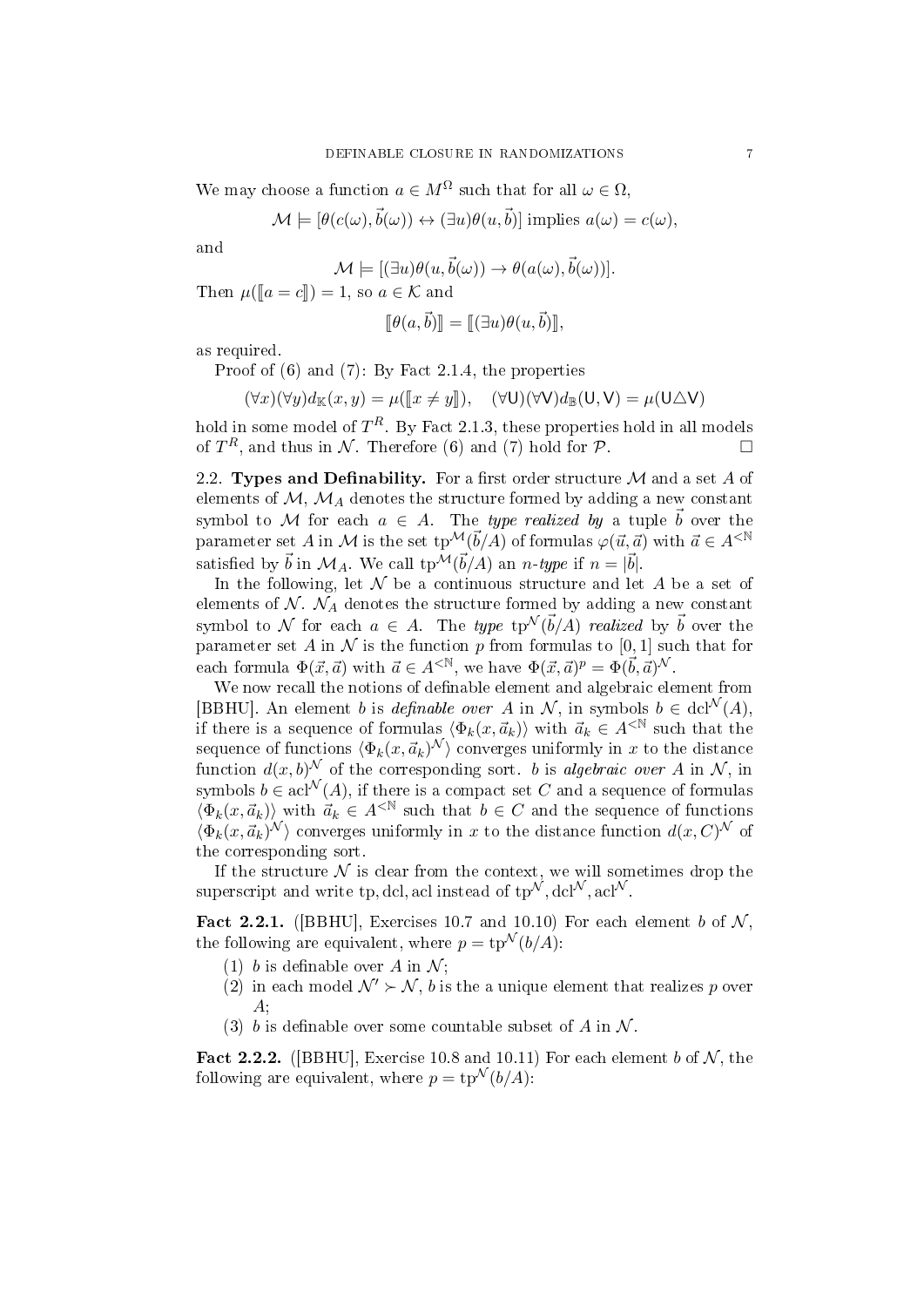We may choose a function $a \in M^\Omega$ such that for all $\omega \in \Omega$,

$$\mathcal{M} \models [\theta(c(\omega), \vec{b}(\omega)) \leftrightarrow (\exists u)\theta(u, \vec{b})] \text{ implies } a(\omega) = c(\omega),$$

and

$$\mathcal{M} \models [(\exists u)\theta(u, \vec{b}(\omega)) \to \theta(a(\omega), \vec{b}(\omega))].$$

Then $\mu(\llbracket a = c \rrbracket) = 1$, so $a \in \mathcal{K}$ and

$$\llbracket \theta(a, \vec{b}) \rrbracket = \llbracket (\exists u)\theta(u, \vec{b}) \rrbracket,$$

as required.

Proof of (6) and (7): By Fact 2.1.4, the properties

$$(\forall x)(\forall y) d_{\mathbb{K}}(x, y) = \mu(\llbracket x \neq y \rrbracket), \quad (\forall \mathsf{U})(\forall \mathsf{V}) d_{\mathbb{B}}(\mathsf{U}, \mathsf{V}) = \mu(\mathsf{U} \triangle \mathsf{V})$$

hold in some model of $T^R$. By Fact 2.1.3, these properties hold in all models of $T^R$, and thus in $\mathcal{N}$. Therefore (6) and (7) hold for $\mathcal{P}$. $\square$

2.2. **Types and Definability.** For a first order structure $\mathcal{M}$ and a set $A$ of elements of $\mathcal{M}$, $\mathcal{M}_A$ denotes the structure formed by adding a new constant symbol to $\mathcal{M}$ for each $a \in A$. The *type realized by* a tuple $\vec{b}$ over the parameter set $A$ in $\mathcal{M}$ is the set $\text{tp}^{\mathcal{M}}(\vec{b}/A)$ of formulas $\varphi(\vec{u}, \vec{a})$ with $\vec{a} \in A^{<\mathbb{N}}$ satisfied by $\vec{b}$ in $\mathcal{M}_A$. We call $\text{tp}^{\mathcal{M}}(\vec{b}/A)$ an *$n$-type* if $n = |\vec{b}|$.

In the following, let $\mathcal{N}$ be a continuous structure and let $A$ be a set of elements of $\mathcal{N}$. $\mathcal{N}_A$ denotes the structure formed by adding a new constant symbol to $\mathcal{N}$ for each $a \in A$. The *type* $\text{tp}^{\mathcal{N}}(\vec{b}/A)$ *realized* by $\vec{b}$ over the parameter set $A$ in $\mathcal{N}$ is the function $p$ from formulas to $[0, 1]$ such that for each formula $\Phi(\vec{x}, \vec{a})$ with $\vec{a} \in A^{<\mathbb{N}}$, we have $\Phi(\vec{x}, \vec{a})^p = \Phi(\vec{b}, \vec{a})^{\mathcal{N}}$.

We now recall the notions of definable element and algebraic element from [BBHU]. An element $b$ is *definable over* $A$ in $\mathcal{N}$, in symbols $b \in \text{dcl}^{\mathcal{N}}(A)$, if there is a sequence of formulas $\langle \Phi_k(x, \vec{a}_k) \rangle$ with $\vec{a}_k \in A^{<\mathbb{N}}$ such that the sequence of functions $\langle \Phi_k(x, \vec{a}_k)^{\mathcal{N}} \rangle$ converges uniformly in $x$ to the distance function $d(x, b)^{\mathcal{N}}$ of the corresponding sort. $b$ is *algebraic over* $A$ in $\mathcal{N}$, in symbols $b \in \text{acl}^{\mathcal{N}}(A)$, if there is a compact set $C$ and a sequence of formulas $\langle \Phi_k(x, \vec{a}_k) \rangle$ with $\vec{a}_k \in A^{<\mathbb{N}}$ such that $b \in C$ and the sequence of functions $\langle \Phi_k(x, \vec{a}_k)^{\mathcal{N}} \rangle$ converges uniformly in $x$ to the distance function $d(x, C)^{\mathcal{N}}$ of the corresponding sort.

If the structure $\mathcal{N}$ is clear from the context, we will sometimes drop the superscript and write tp, dcl, acl instead of $\text{tp}^{\mathcal{N}}, \text{dcl}^{\mathcal{N}}, \text{acl}^{\mathcal{N}}$.

**Fact 2.2.1.** ([BBHU], Exercises 10.7 and 10.10) For each element $b$ of $\mathcal{N}$, the following are equivalent, where $p = \text{tp}^{\mathcal{N}}(b/A)$:

1. $b$ is definable over $A$ in $\mathcal{N}$;
2. in each model $\mathcal{N}' \succ \mathcal{N}$, $b$ is the a unique element that realizes $p$ over $A$;
3. $b$ is definable over some countable subset of $A$ in $\mathcal{N}$.

**Fact 2.2.2.** ([BBHU], Exercise 10.8 and 10.11) For each element $b$ of $\mathcal{N}$, the following are equivalent, where $p = \text{tp}^{\mathcal{N}}(b/A)$: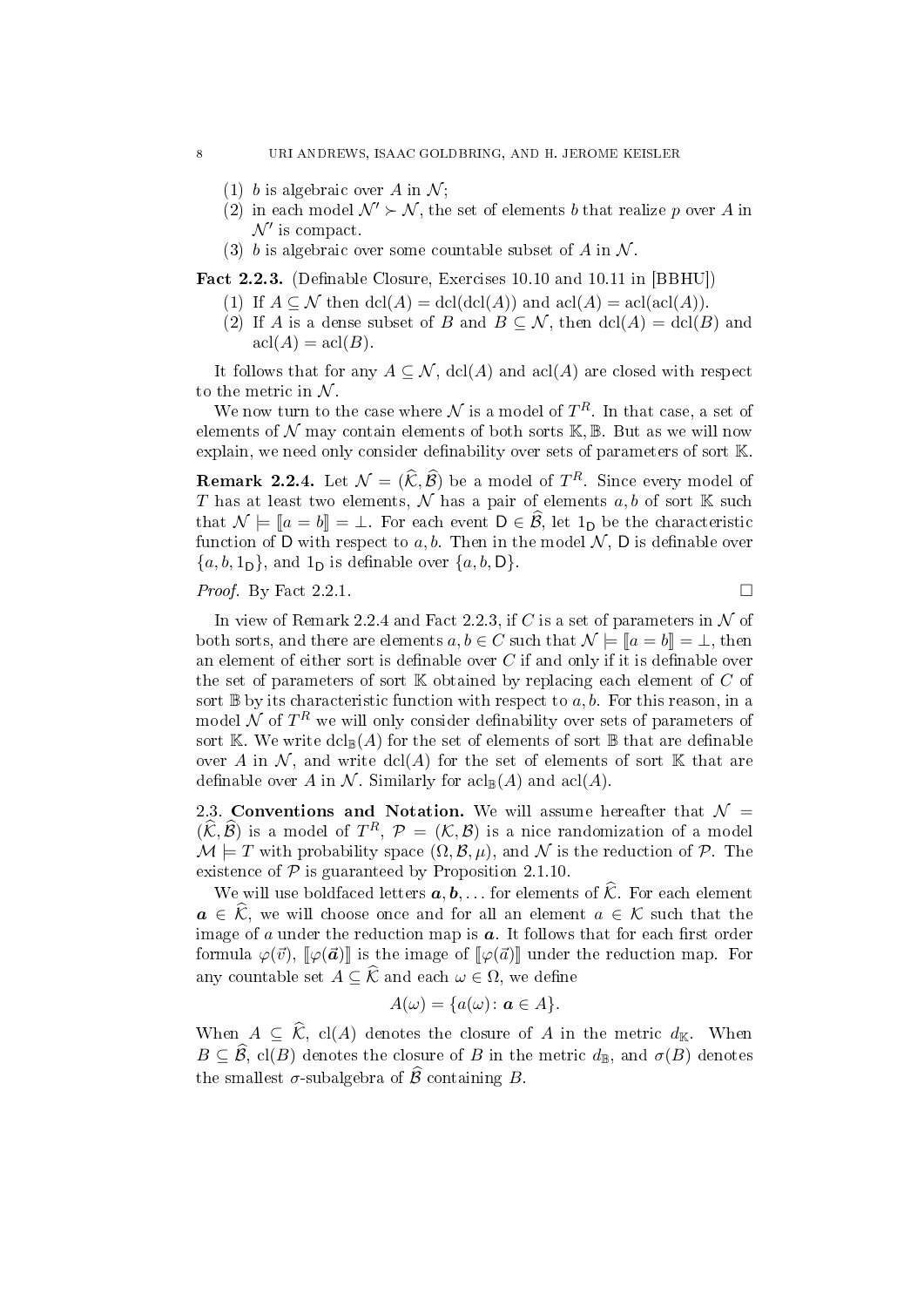(1) $b$ is algebraic over $A$ in $\mathcal{N}$;
(2) in each model $\mathcal{N}' \succ \mathcal{N}$, the set of elements $b$ that realize $p$ over $A$ in $\mathcal{N}'$ is compact.
(3) $b$ is algebraic over some countable subset of $A$ in $\mathcal{N}$.

**Fact 2.2.3.** (Definable Closure, Exercises 10.10 and 10.11 in [BBHU])

(1) If $A \subseteq \mathcal{N}$ then $\mathrm{dcl}(A) = \mathrm{dcl}(\mathrm{dcl}(A))$ and $\mathrm{acl}(A) = \mathrm{acl}(\mathrm{acl}(A))$.
(2) If $A$ is a dense subset of $B$ and $B \subseteq \mathcal{N}$, then $\mathrm{dcl}(A) = \mathrm{dcl}(B)$ and $\mathrm{acl}(A) = \mathrm{acl}(B)$.

It follows that for any $A \subseteq \mathcal{N}$, $\mathrm{dcl}(A)$ and $\mathrm{acl}(A)$ are closed with respect to the metric in $\mathcal{N}$.

We now turn to the case where $\mathcal{N}$ is a model of $T^R$. In that case, a set of elements of $\mathcal{N}$ may contain elements of both sorts $\mathbb{K}, \mathbb{B}$. But as we will now explain, we need only consider definability over sets of parameters of sort $\mathbb{K}$.

**Remark 2.2.4.** Let $\mathcal{N} = (\widehat{\mathcal{K}}, \widehat{\mathcal{B}})$ be a model of $T^R$. Since every model of $T$ has at least two elements, $\mathcal{N}$ has a pair of elements $a, b$ of sort $\mathbb{K}$ such that $\mathcal{N} \models [\![a = b]\!] = \bot$. For each event $\mathsf{D} \in \widehat{\mathcal{B}}$, let $1_{\mathsf{D}}$ be the characteristic function of $\mathsf{D}$ with respect to $a, b$. Then in the model $\mathcal{N}$, $\mathsf{D}$ is definable over $\{a, b, 1_{\mathsf{D}}\}$, and $1_{\mathsf{D}}$ is definable over $\{a, b, \mathsf{D}\}$.

*Proof.* By Fact 2.2.1. $\square$

In view of Remark 2.2.4 and Fact 2.2.3, if $C$ is a set of parameters in $\mathcal{N}$ of both sorts, and there are elements $a, b \in C$ such that $\mathcal{N} \models [\![a = b]\!] = \bot$, then an element of either sort is definable over $C$ if and only if it is definable over the set of parameters of sort $\mathbb{K}$ obtained by replacing each element of $C$ of sort $\mathbb{B}$ by its characteristic function with respect to $a, b$. For this reason, in a model $\mathcal{N}$ of $T^R$ we will only consider definability over sets of parameters of sort $\mathbb{K}$. We write $\mathrm{dcl}_{\mathbb{B}}(A)$ for the set of elements of sort $\mathbb{B}$ that are definable over $A$ in $\mathcal{N}$, and write $\mathrm{dcl}(A)$ for the set of elements of sort $\mathbb{K}$ that are definable over $A$ in $\mathcal{N}$. Similarly for $\mathrm{acl}_{\mathbb{B}}(A)$ and $\mathrm{acl}(A)$.

**2.3. Conventions and Notation.** We will assume hereafter that $\mathcal{N} = (\widehat{\mathcal{K}}, \widehat{\mathcal{B}})$ is a model of $T^R$, $\mathcal{P} = (\mathcal{K}, \mathcal{B})$ is a nice randomization of a model $\mathcal{M} \models T$ with probability space $(\Omega, \mathcal{B}, \mu)$, and $\mathcal{N}$ is the reduction of $\mathcal{P}$. The existence of $\mathcal{P}$ is guaranteed by Proposition 2.1.10.

We will use boldfaced letters $\boldsymbol{a}, \boldsymbol{b}, \ldots$ for elements of $\widehat{\mathcal{K}}$. For each element $\boldsymbol{a} \in \widehat{\mathcal{K}}$, we will choose once and for all an element $a \in \mathcal{K}$ such that the image of $a$ under the reduction map is $\boldsymbol{a}$. It follows that for each first order formula $\varphi(\vec{v})$, $[\![\varphi(\vec{\boldsymbol{a}})]\!]$ is the image of $[\![\varphi(\vec{a})]\!]$ under the reduction map. For any countable set $A \subseteq \widehat{\mathcal{K}}$ and each $\omega \in \Omega$, we define

$$A(\omega) = \{a(\omega) : \boldsymbol{a} \in A\}.$$

When $A \subseteq \widehat{\mathcal{K}}$, $\mathrm{cl}(A)$ denotes the closure of $A$ in the metric $d_{\mathbb{K}}$. When $B \subseteq \widehat{\mathcal{B}}$, $\mathrm{cl}(B)$ denotes the closure of $B$ in the metric $d_{\mathbb{B}}$, and $\sigma(B)$ denotes the smallest $\sigma$-subalgebra of $\widehat{\mathcal{B}}$ containing $B$.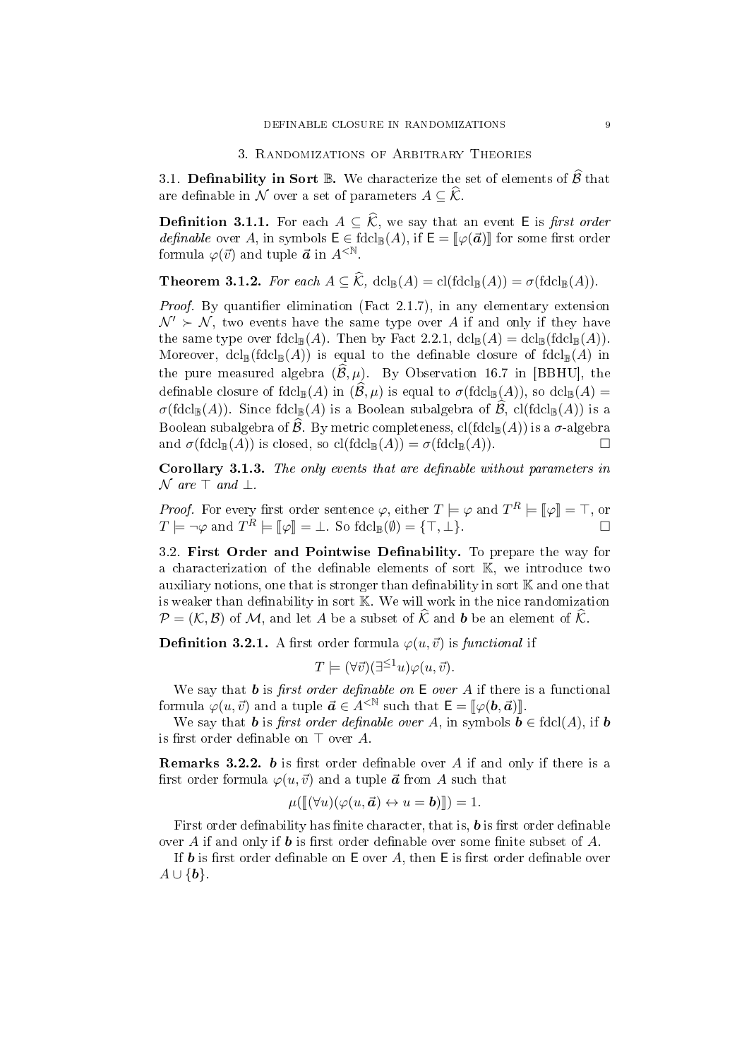## 3. Randomizations of Arbitrary Theories

**3.1. Definability in Sort $\mathbb{B}$.** We characterize the set of elements of $\widehat{\mathcal{B}}$ that are definable in $\mathcal{N}$ over a set of parameters $A \subseteq \widehat{\mathcal{K}}$.

**Definition 3.1.1.** For each $A \subseteq \widehat{\mathcal{K}}$, we say that an event $\mathsf{E}$ is *first order definable* over $A$, in symbols $\mathsf{E} \in \mathrm{fdcl}_{\mathbb{B}}(A)$, if $\mathsf{E} = [\![\varphi(\vec{\boldsymbol{a}})]\!]$ for some first order formula $\varphi(\vec{v})$ and tuple $\vec{\boldsymbol{a}}$ in $A^{<\mathbb{N}}$.

**Theorem 3.1.2.** *For each $A \subseteq \widehat{\mathcal{K}}$, $\mathrm{dcl}_{\mathbb{B}}(A) = \mathrm{cl}(\mathrm{fdcl}_{\mathbb{B}}(A)) = \sigma(\mathrm{fdcl}_{\mathbb{B}}(A))$.*

*Proof.* By quantifier elimination (Fact 2.1.7), in any elementary extension $\mathcal{N}' \succ \mathcal{N}$, two events have the same type over $A$ if and only if they have the same type over $\mathrm{fdcl}_{\mathbb{B}}(A)$. Then by Fact 2.2.1, $\mathrm{dcl}_{\mathbb{B}}(A) = \mathrm{dcl}_{\mathbb{B}}(\mathrm{fdcl}_{\mathbb{B}}(A))$. Moreover, $\mathrm{dcl}_{\mathbb{B}}(\mathrm{fdcl}_{\mathbb{B}}(A))$ is equal to the definable closure of $\mathrm{fdcl}_{\mathbb{B}}(A)$ in the pure measured algebra $(\widehat{\mathcal{B}}, \mu)$. By Observation 16.7 in [BBHU], the definable closure of $\mathrm{fdcl}_{\mathbb{B}}(A)$ in $(\widehat{\mathcal{B}}, \mu)$ is equal to $\sigma(\mathrm{fdcl}_{\mathbb{B}}(A))$, so $\mathrm{dcl}_{\mathbb{B}}(A) = \sigma(\mathrm{fdcl}_{\mathbb{B}}(A))$. Since $\mathrm{fdcl}_{\mathbb{B}}(A)$ is a Boolean subalgebra of $\widehat{\mathcal{B}}$, $\mathrm{cl}(\mathrm{fdcl}_{\mathbb{B}}(A))$ is a Boolean subalgebra of $\widehat{\mathcal{B}}$. By metric completeness, $\mathrm{cl}(\mathrm{fdcl}_{\mathbb{B}}(A))$ is a $\sigma$-algebra and $\sigma(\mathrm{fdcl}_{\mathbb{B}}(A))$ is closed, so $\mathrm{cl}(\mathrm{fdcl}_{\mathbb{B}}(A)) = \sigma(\mathrm{fdcl}_{\mathbb{B}}(A))$. $\square$

**Corollary 3.1.3.** *The only events that are definable without parameters in $\mathcal{N}$ are $\top$ and $\bot$.*

*Proof.* For every first order sentence $\varphi$, either $T \models \varphi$ and $T^R \models [\![\varphi]\!] = \top$, or $T \models \neg\varphi$ and $T^R \models [\![\varphi]\!] = \bot$. So $\mathrm{fdcl}_{\mathbb{B}}(\emptyset) = \{\top, \bot\}$. $\square$

**3.2. First Order and Pointwise Definability.** To prepare the way for a characterization of the definable elements of sort $\mathbb{K}$, we introduce two auxiliary notions, one that is stronger than definability in sort $\mathbb{K}$ and one that is weaker than definability in sort $\mathbb{K}$. We will work in the nice randomization $\mathcal{P} = (\mathcal{K}, \mathcal{B})$ of $\mathcal{M}$, and let $A$ be a subset of $\widehat{\mathcal{K}}$ and $\boldsymbol{b}$ be an element of $\widehat{\mathcal{K}}$.

**Definition 3.2.1.** A first order formula $\varphi(u, \vec{v})$ is *functional* if

$$T \models (\forall \vec{v})(\exists^{\leq 1} u)\varphi(u, \vec{v}).$$

We say that $\boldsymbol{b}$ is *first order definable on* $\mathsf{E}$ *over* $A$ if there is a functional formula $\varphi(u, \vec{v})$ and a tuple $\vec{\boldsymbol{a}} \in A^{<\mathbb{N}}$ such that $\mathsf{E} = [\![\varphi(\boldsymbol{b}, \vec{\boldsymbol{a}})]\!]$.

We say that $\boldsymbol{b}$ is *first order definable over* $A$, in symbols $\boldsymbol{b} \in \mathrm{fdcl}(A)$, if $\boldsymbol{b}$ is first order definable on $\top$ over $A$.

**Remarks 3.2.2.** $\boldsymbol{b}$ is first order definable over $A$ if and only if there is a first order formula $\varphi(u, \vec{v})$ and a tuple $\vec{\boldsymbol{a}}$ from $A$ such that

$$\mu([\![(\forall u)(\varphi(u, \vec{\boldsymbol{a}}) \leftrightarrow u = \boldsymbol{b})]\!]) = 1.$$

First order definability has finite character, that is, $\boldsymbol{b}$ is first order definable over $A$ if and only if $\boldsymbol{b}$ is first order definable over some finite subset of $A$.

If $\boldsymbol{b}$ is first order definable on $\mathsf{E}$ over $A$, then $\mathsf{E}$ is first order definable over $A \cup \{\boldsymbol{b}\}$.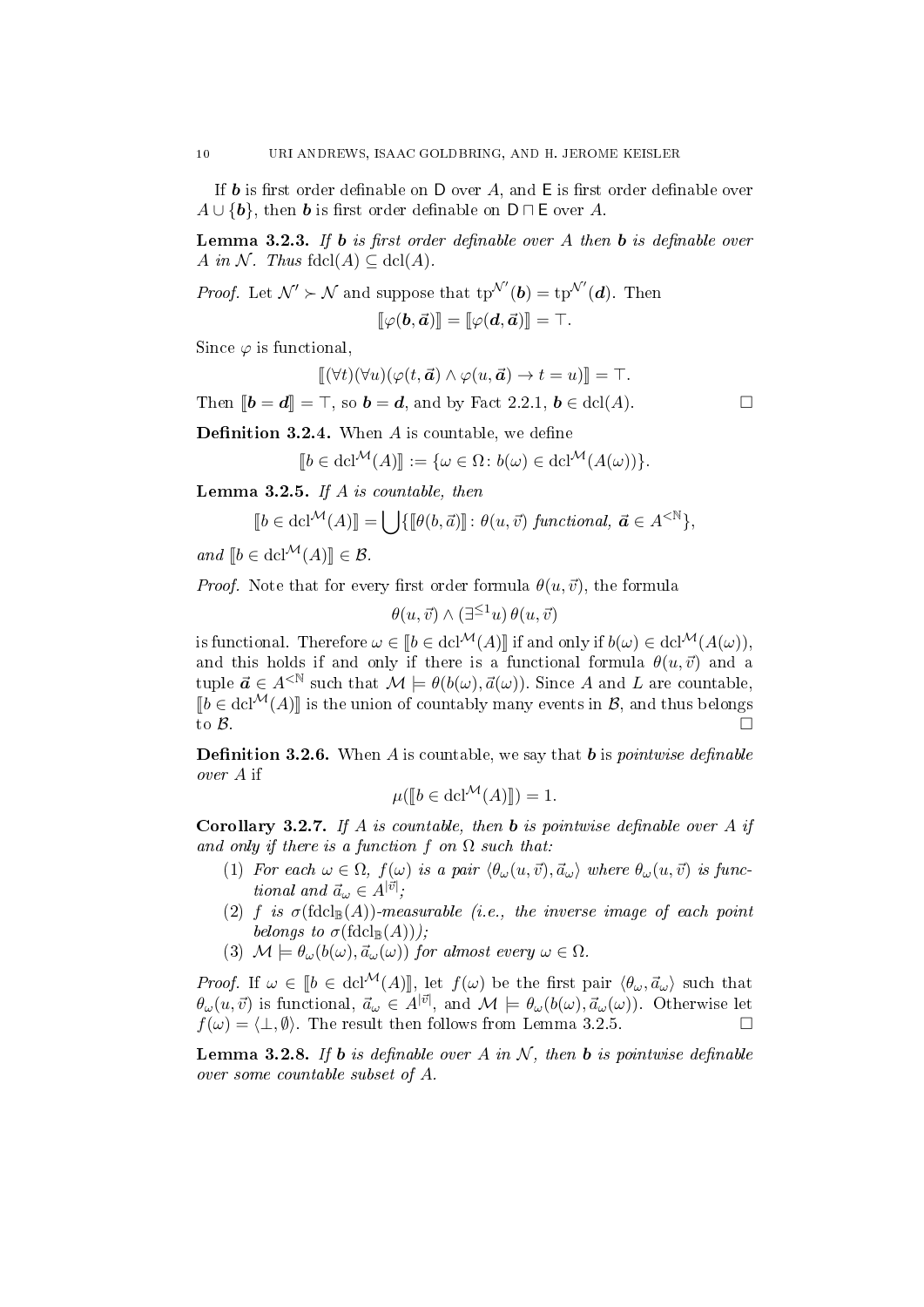If $\boldsymbol{b}$ is first order definable on $\mathsf{D}$ over $A$, and $\mathsf{E}$ is first order definable over $A \cup \{\boldsymbol{b}\}$, then $\boldsymbol{b}$ is first order definable on $\mathsf{D} \sqcap \mathsf{E}$ over $A$.

**Lemma 3.2.3.** *If $\boldsymbol{b}$ is first order definable over $A$ then $\boldsymbol{b}$ is definable over $A$ in $\mathcal{N}$. Thus $\operatorname{fdcl}(A) \subseteq \operatorname{dcl}(A)$.*

*Proof.* Let $\mathcal{N}' \succ \mathcal{N}$ and suppose that $\operatorname{tp}^{\mathcal{N}'}(\boldsymbol{b}) = \operatorname{tp}^{\mathcal{N}'}(\boldsymbol{d})$. Then

$$[\![\varphi(\boldsymbol{b}, \vec{\boldsymbol{a}})]\!] = [\![\varphi(\boldsymbol{d}, \vec{\boldsymbol{a}})]\!] = \top.$$

Since $\varphi$ is functional,

$$[\![(\forall t)(\forall u)(\varphi(t, \vec{\boldsymbol{a}}) \wedge \varphi(u, \vec{\boldsymbol{a}}) \rightarrow t = u)]\!] = \top.$$

Then $[\![\boldsymbol{b} = \boldsymbol{d}]\!] = \top$, so $\boldsymbol{b} = \boldsymbol{d}$, and by Fact 2.2.1, $\boldsymbol{b} \in \operatorname{dcl}(A)$. $\square$

**Definition 3.2.4.** When $A$ is countable, we define

$$[\![b \in \operatorname{dcl}^{\mathcal{M}}(A)]\!] := \{\omega \in \Omega \colon b(\omega) \in \operatorname{dcl}^{\mathcal{M}}(A(\omega))\}.$$

**Lemma 3.2.5.** *If $A$ is countable, then*

$$[\![b \in \operatorname{dcl}^{\mathcal{M}}(A)]\!] = \bigcup \{[\![\theta(b, \vec{a})]\!] \colon \theta(u, \vec{v}) \text{ functional, } \vec{\boldsymbol{a}} \in A^{<\mathbb{N}}\},$$

*and $[\![b \in \operatorname{dcl}^{\mathcal{M}}(A)]\!] \in \mathcal{B}$.*

*Proof.* Note that for every first order formula $\theta(u, \vec{v})$, the formula

$$\theta(u, \vec{v}) \wedge (\exists^{\leq 1} u)\, \theta(u, \vec{v})$$

is functional. Therefore $\omega \in [\![b \in \operatorname{dcl}^{\mathcal{M}}(A)]\!]$ if and only if $b(\omega) \in \operatorname{dcl}^{\mathcal{M}}(A(\omega))$, and this holds if and only if there is a functional formula $\theta(u, \vec{v})$ and a tuple $\vec{\boldsymbol{a}} \in A^{<\mathbb{N}}$ such that $\mathcal{M} \models \theta(b(\omega), \vec{a}(\omega))$. Since $A$ and $L$ are countable, $[\![b \in \operatorname{dcl}^{\mathcal{M}}(A)]\!]$ is the union of countably many events in $\mathcal{B}$, and thus belongs to $\mathcal{B}$. $\square$

**Definition 3.2.6.** When $A$ is countable, we say that $\boldsymbol{b}$ is *pointwise definable over $A$* if

$$\mu([\![b \in \operatorname{dcl}^{\mathcal{M}}(A)]\!]) = 1.$$

**Corollary 3.2.7.** *If $A$ is countable, then $\boldsymbol{b}$ is pointwise definable over $A$ if and only if there is a function $f$ on $\Omega$ such that:*

1. *For each $\omega \in \Omega$, $f(\omega)$ is a pair $\langle \theta_\omega(u, \vec{v}), \vec{a}_\omega \rangle$ where $\theta_\omega(u, \vec{v})$ is functional and $\vec{a}_\omega \in A^{|\vec{v}|}$;*
2. *$f$ is $\sigma(\operatorname{fdcl}_{\mathbb{B}}(A))$-measurable (i.e., the inverse image of each point belongs to $\sigma(\operatorname{fdcl}_{\mathbb{B}}(A))$);*
3. *$\mathcal{M} \models \theta_\omega(b(\omega), \vec{a}_\omega(\omega))$ for almost every $\omega \in \Omega$.*

*Proof.* If $\omega \in [\![b \in \operatorname{dcl}^{\mathcal{M}}(A)]\!]$, let $f(\omega)$ be the first pair $\langle \theta_\omega, \vec{a}_\omega \rangle$ such that $\theta_\omega(u, \vec{v})$ is functional, $\vec{a}_\omega \in A^{|\vec{v}|}$, and $\mathcal{M} \models \theta_\omega(b(\omega), \vec{a}_\omega(\omega))$. Otherwise let $f(\omega) = \langle \bot, \emptyset \rangle$. The result then follows from Lemma 3.2.5. $\square$

**Lemma 3.2.8.** *If $\boldsymbol{b}$ is definable over $A$ in $\mathcal{N}$, then $\boldsymbol{b}$ is pointwise definable over some countable subset of $A$.*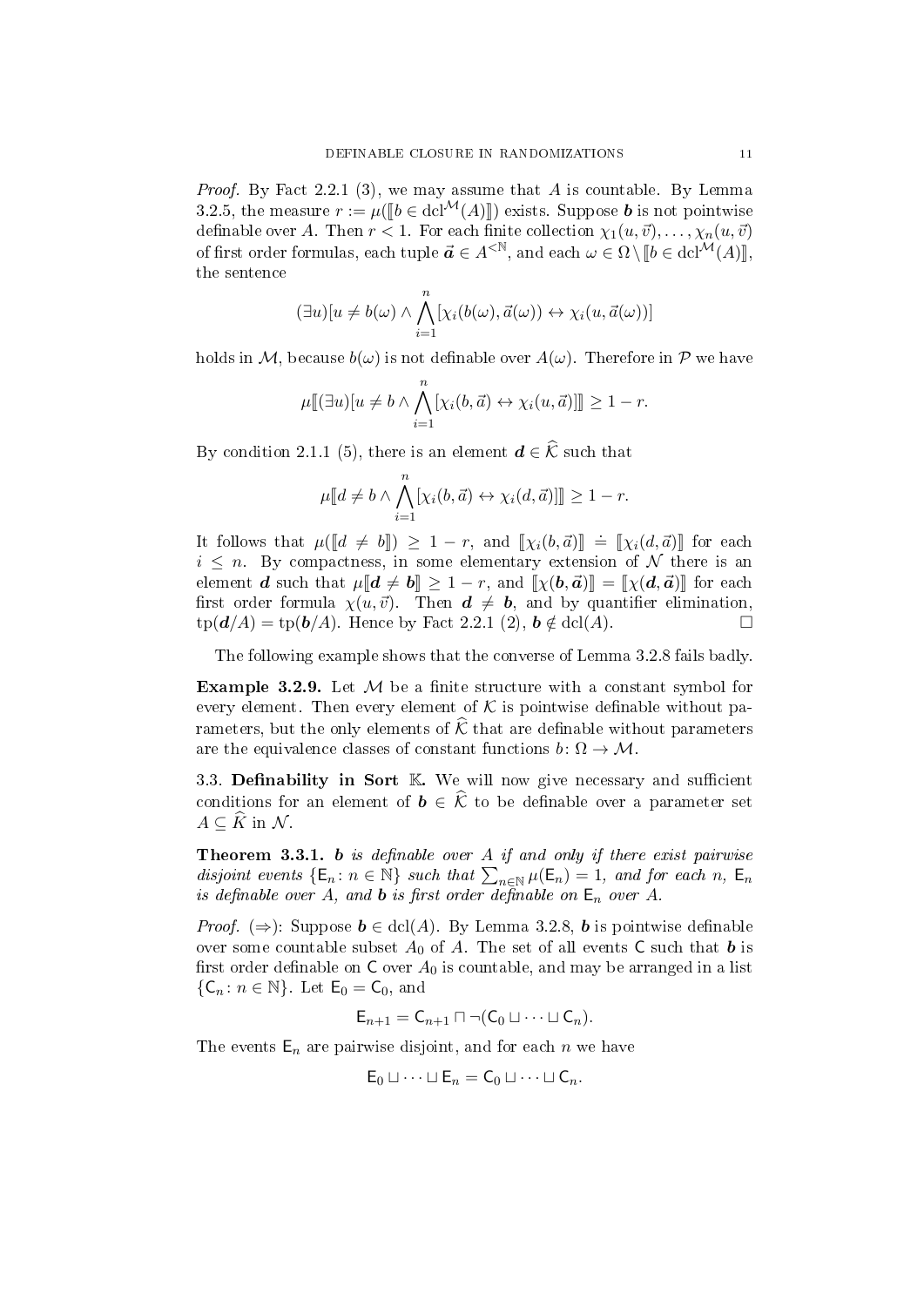*Proof.* By Fact 2.2.1 (3), we may assume that $A$ is countable. By Lemma 3.2.5, the measure $r := \mu([\![b \in \mathrm{dcl}^{\mathcal{M}}(A)]\!])$ exists. Suppose $\boldsymbol{b}$ is not pointwise definable over $A$. Then $r < 1$. For each finite collection $\chi_1(u, \vec{v}), \ldots, \chi_n(u, \vec{v})$ of first order formulas, each tuple $\vec{\boldsymbol{a}} \in A^{<\mathbb{N}}$, and each $\omega \in \Omega \setminus [\![b \in \mathrm{dcl}^{\mathcal{M}}(A)]\!]$, the sentence

$$(\exists u)[u \neq b(\omega) \wedge \bigwedge_{i=1}^{n} [\chi_i(b(\omega), \vec{a}(\omega)) \leftrightarrow \chi_i(u, \vec{a}(\omega))]$$

holds in $\mathcal{M}$, because $b(\omega)$ is not definable over $A(\omega)$. Therefore in $\mathcal{P}$ we have

$$\mu[\![(\exists u)[u \neq b \wedge \bigwedge_{i=1}^{n} [\chi_i(b, \vec{a}) \leftrightarrow \chi_i(u, \vec{a})]]\!] \geq 1 - r.$$

By condition 2.1.1 (5), there is an element $\boldsymbol{d} \in \widehat{\mathcal{K}}$ such that

$$\mu[\![d \neq b \wedge \bigwedge_{i=1}^{n} [\chi_i(b, \vec{a}) \leftrightarrow \chi_i(d, \vec{a})]]\!] \geq 1 - r.$$

It follows that $\mu([\![d \neq b]\!]) \geq 1 - r$, and $[\![\chi_i(b, \vec{a})]\!] \doteq [\![\chi_i(d, \vec{a})]\!]$ for each $i \leq n$. By compactness, in some elementary extension of $\mathcal{N}$ there is an element $\boldsymbol{d}$ such that $\mu[\![\boldsymbol{d} \neq \boldsymbol{b}]\!] \geq 1 - r$, and $[\![\chi(\boldsymbol{b}, \vec{\boldsymbol{a}})]\!] = [\![\chi(\boldsymbol{d}, \vec{\boldsymbol{a}})]\!]$ for each first order formula $\chi(u, \vec{v})$. Then $\boldsymbol{d} \neq \boldsymbol{b}$, and by quantifier elimination, $\mathrm{tp}(\boldsymbol{d}/A) = \mathrm{tp}(\boldsymbol{b}/A)$. Hence by Fact 2.2.1 (2), $\boldsymbol{b} \notin \mathrm{dcl}(A)$. $\square$

The following example shows that the converse of Lemma 3.2.8 fails badly.

**Example 3.2.9.** Let $\mathcal{M}$ be a finite structure with a constant symbol for every element. Then every element of $\mathcal{K}$ is pointwise definable without parameters, but the only elements of $\widehat{\mathcal{K}}$ that are definable without parameters are the equivalence classes of constant functions $b \colon \Omega \to \mathcal{M}$.

3.3. **Definability in Sort $\mathbb{K}$.** We will now give necessary and sufficient conditions for an element of $\boldsymbol{b} \in \widehat{\mathcal{K}}$ to be definable over a parameter set $A \subseteq \widehat{K}$ in $\mathcal{N}$.

**Theorem 3.3.1.** *$\boldsymbol{b}$ is definable over $A$ if and only if there exist pairwise disjoint events $\{\mathsf{E}_n \colon n \in \mathbb{N}\}$ such that $\sum_{n \in \mathbb{N}} \mu(\mathsf{E}_n) = 1$, and for each $n$, $\mathsf{E}_n$ is definable over $A$, and $\boldsymbol{b}$ is first order definable on $\mathsf{E}_n$ over $A$.*

*Proof.* ($\Rightarrow$): Suppose $\boldsymbol{b} \in \mathrm{dcl}(A)$. By Lemma 3.2.8, $\boldsymbol{b}$ is pointwise definable over some countable subset $A_0$ of $A$. The set of all events $\mathsf{C}$ such that $\boldsymbol{b}$ is first order definable on $\mathsf{C}$ over $A_0$ is countable, and may be arranged in a list $\{\mathsf{C}_n \colon n \in \mathbb{N}\}$. Let $\mathsf{E}_0 = \mathsf{C}_0$, and

$$\mathsf{E}_{n+1} = \mathsf{C}_{n+1} \sqcap \neg(\mathsf{C}_0 \sqcup \cdots \sqcup \mathsf{C}_n).$$

The events $\mathsf{E}_n$ are pairwise disjoint, and for each $n$ we have

$$\mathsf{E}_0 \sqcup \cdots \sqcup \mathsf{E}_n = \mathsf{C}_0 \sqcup \cdots \sqcup \mathsf{C}_n.$$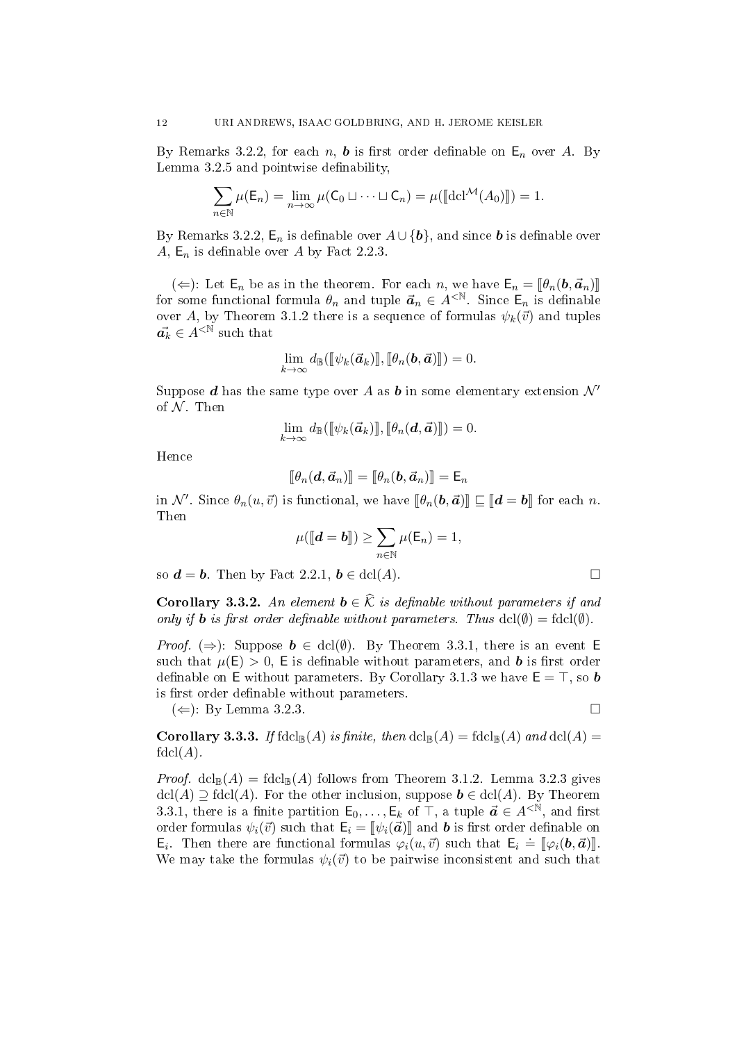By Remarks 3.2.2, for each $n$, $\boldsymbol{b}$ is first order definable on $\mathsf{E}_n$ over $A$. By Lemma 3.2.5 and pointwise definability,

$$\sum_{n\in\mathbb{N}} \mu(\mathsf{E}_n) = \lim_{n\to\infty} \mu(\mathsf{C}_0 \sqcup \cdots \sqcup \mathsf{C}_n) = \mu([\![\mathrm{dcl}^{\mathcal{M}}(A_0)]\!]) = 1.$$

By Remarks 3.2.2, $\mathsf{E}_n$ is definable over $A \cup \{\boldsymbol{b}\}$, and since $\boldsymbol{b}$ is definable over $A$, $\mathsf{E}_n$ is definable over $A$ by Fact 2.2.3.

($\Leftarrow$): Let $\mathsf{E}_n$ be as in the theorem. For each $n$, we have $\mathsf{E}_n = [\![\theta_n(\boldsymbol{b}, \vec{\boldsymbol{a}}_n)]\!]$ for some functional formula $\theta_n$ and tuple $\vec{\boldsymbol{a}}_n \in A^{<\mathbb{N}}$. Since $\mathsf{E}_n$ is definable over $A$, by Theorem 3.1.2 there is a sequence of formulas $\psi_k(\vec{v})$ and tuples $\vec{\boldsymbol{a}}_k \in A^{<\mathbb{N}}$ such that

$$\lim_{k\to\infty} d_{\mathbb{B}}([\![\psi_k(\vec{\boldsymbol{a}}_k)]\!], [\![\theta_n(\boldsymbol{b}, \vec{\boldsymbol{a}})]\!]) = 0.$$

Suppose $\boldsymbol{d}$ has the same type over $A$ as $\boldsymbol{b}$ in some elementary extension $\mathcal{N}'$ of $\mathcal{N}$. Then

$$\lim_{k\to\infty} d_{\mathbb{B}}([\![\psi_k(\vec{\boldsymbol{a}}_k)]\!], [\![\theta_n(\boldsymbol{d}, \vec{\boldsymbol{a}})]\!]) = 0.$$

Hence

$$[\![\theta_n(\boldsymbol{d}, \vec{\boldsymbol{a}}_n)]\!] = [\![\theta_n(\boldsymbol{b}, \vec{\boldsymbol{a}}_n)]\!] = \mathsf{E}_n$$

in $\mathcal{N}'$. Since $\theta_n(u, \vec{v})$ is functional, we have $[\![\theta_n(\boldsymbol{b}, \vec{\boldsymbol{a}})]\!] \sqsubseteq [\![\boldsymbol{d} = \boldsymbol{b}]\!]$ for each $n$. Then

$$\mu([\![\boldsymbol{d} = \boldsymbol{b}]\!]) \geq \sum_{n\in\mathbb{N}} \mu(\mathsf{E}_n) = 1,$$

so $\boldsymbol{d} = \boldsymbol{b}$. Then by Fact 2.2.1, $\boldsymbol{b} \in \mathrm{dcl}(A)$. $\square$

**Corollary 3.3.2.** *An element $\boldsymbol{b} \in \widehat{\mathcal{K}}$ is definable without parameters if and only if $\boldsymbol{b}$ is first order definable without parameters. Thus $\mathrm{dcl}(\emptyset) = \mathrm{fdcl}(\emptyset)$.*

*Proof.* ($\Rightarrow$): Suppose $\boldsymbol{b} \in \mathrm{dcl}(\emptyset)$. By Theorem 3.3.1, there is an event $\mathsf{E}$ such that $\mu(\mathsf{E}) > 0$, $\mathsf{E}$ is definable without parameters, and $\boldsymbol{b}$ is first order definable on $\mathsf{E}$ without parameters. By Corollary 3.1.3 we have $\mathsf{E} = \top$, so $\boldsymbol{b}$ is first order definable without parameters.

($\Leftarrow$): By Lemma 3.2.3. $\square$

**Corollary 3.3.3.** *If $\mathrm{fdcl}_{\mathbb{B}}(A)$ is finite, then $\mathrm{dcl}_{\mathbb{B}}(A) = \mathrm{fdcl}_{\mathbb{B}}(A)$ and $\mathrm{dcl}(A) = \mathrm{fdcl}(A)$.*

*Proof.* $\mathrm{dcl}_{\mathbb{B}}(A) = \mathrm{fdcl}_{\mathbb{B}}(A)$ follows from Theorem 3.1.2. Lemma 3.2.3 gives $\mathrm{dcl}(A) \supseteq \mathrm{fdcl}(A)$. For the other inclusion, suppose $\boldsymbol{b} \in \mathrm{dcl}(A)$. By Theorem 3.3.1, there is a finite partition $\mathsf{E}_0, \ldots, \mathsf{E}_k$ of $\top$, a tuple $\vec{\boldsymbol{a}} \in A^{<\mathbb{N}}$, and first order formulas $\psi_i(\vec{v})$ such that $\mathsf{E}_i = [\![\psi_i(\vec{\boldsymbol{a}})]\!]$ and $\boldsymbol{b}$ is first order definable on $\mathsf{E}_i$. Then there are functional formulas $\varphi_i(u, \vec{v})$ such that $\mathsf{E}_i \doteq [\![\varphi_i(\boldsymbol{b}, \vec{\boldsymbol{a}})]\!]$. We may take the formulas $\psi_i(\vec{v})$ to be pairwise inconsistent and such that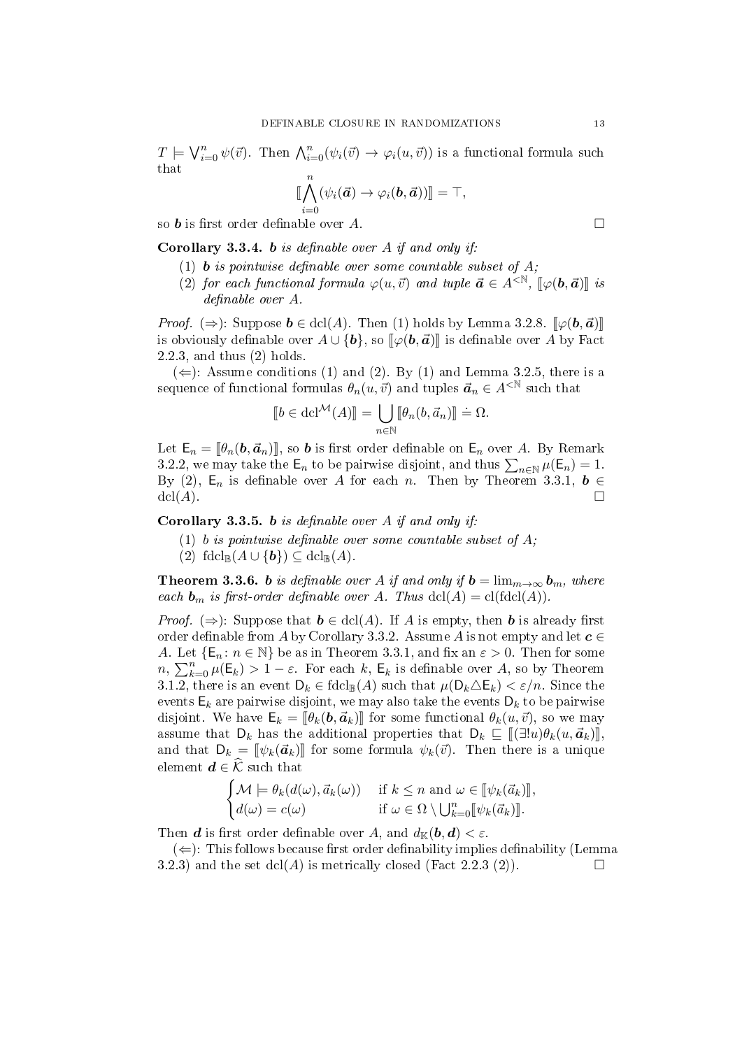$T \models \bigvee_{i=0}^{n} \psi(\vec{v})$. Then $\bigwedge_{i=0}^{n}(\psi_i(\vec{v}) \to \varphi_i(u, \vec{v}))$ is a functional formula such that

$$[\![ \bigwedge_{i=0}^{n} (\psi_i(\vec{\boldsymbol{a}}) \to \varphi_i(\boldsymbol{b}, \vec{\boldsymbol{a}})) ]\!] = \top,$$

so $\boldsymbol{b}$ is first order definable over $A$. $\square$

**Corollary 3.3.4.** *$\boldsymbol{b}$ is definable over $A$ if and only if:*

1. *$\boldsymbol{b}$ is pointwise definable over some countable subset of $A$;*
2. *for each functional formula $\varphi(u, \vec{v})$ and tuple $\vec{\boldsymbol{a}} \in A^{<\mathbb{N}}$, $[\![\varphi(\boldsymbol{b}, \vec{\boldsymbol{a}})]\!]$ is definable over $A$.*

*Proof.* ($\Rightarrow$): Suppose $\boldsymbol{b} \in \mathrm{dcl}(A)$. Then (1) holds by Lemma 3.2.8. $[\![\varphi(\boldsymbol{b}, \vec{\boldsymbol{a}})]\!]$ is obviously definable over $A \cup \{\boldsymbol{b}\}$, so $[\![\varphi(\boldsymbol{b}, \vec{\boldsymbol{a}})]\!]$ is definable over $A$ by Fact 2.2.3, and thus (2) holds.

($\Leftarrow$): Assume conditions (1) and (2). By (1) and Lemma 3.2.5, there is a sequence of functional formulas $\theta_n(u, \vec{v})$ and tuples $\vec{\boldsymbol{a}}_n \in A^{<\mathbb{N}}$ such that

$$[\![ b \in \mathrm{dcl}^{\mathcal{M}}(A) ]\!] = \bigcup_{n \in \mathbb{N}} [\![\theta_n(b, \vec{a}_n)]\!] \doteq \Omega.$$

Let $\mathsf{E}_n = [\![\theta_n(\boldsymbol{b}, \vec{\boldsymbol{a}}_n)]\!]$, so $\boldsymbol{b}$ is first order definable on $\mathsf{E}_n$ over $A$. By Remark 3.2.2, we may take the $\mathsf{E}_n$ to be pairwise disjoint, and thus $\sum_{n \in \mathbb{N}} \mu(\mathsf{E}_n) = 1$. By (2), $\mathsf{E}_n$ is definable over $A$ for each $n$. Then by Theorem 3.3.1, $\boldsymbol{b} \in \mathrm{dcl}(A)$. $\square$

**Corollary 3.3.5.** *$\boldsymbol{b}$ is definable over $A$ if and only if:*

1. *$b$ is pointwise definable over some countable subset of $A$;*
2. *$\mathrm{fdcl}_{\mathbb{B}}(A \cup \{\boldsymbol{b}\}) \subseteq \mathrm{dcl}_{\mathbb{B}}(A)$.*

**Theorem 3.3.6.** *$\boldsymbol{b}$ is definable over $A$ if and only if $\boldsymbol{b} = \lim_{m \to \infty} \boldsymbol{b}_m$, where each $\boldsymbol{b}_m$ is first-order definable over $A$. Thus $\mathrm{dcl}(A) = \mathrm{cl}(\mathrm{fdcl}(A))$.*

*Proof.* ($\Rightarrow$): Suppose that $\boldsymbol{b} \in \mathrm{dcl}(A)$. If $A$ is empty, then $\boldsymbol{b}$ is already first order definable from $A$ by Corollary 3.3.2. Assume $A$ is not empty and let $\boldsymbol{c} \in A$. Let $\{\mathsf{E}_n : n \in \mathbb{N}\}$ be as in Theorem 3.3.1, and fix an $\varepsilon > 0$. Then for some $n$, $\sum_{k=0}^{n} \mu(\mathsf{E}_k) > 1 - \varepsilon$. For each $k$, $\mathsf{E}_k$ is definable over $A$, so by Theorem 3.1.2, there is an event $\mathsf{D}_k \in \mathrm{fdcl}_{\mathbb{B}}(A)$ such that $\mu(\mathsf{D}_k \triangle \mathsf{E}_k) < \varepsilon/n$. Since the events $\mathsf{E}_k$ are pairwise disjoint, we may also take the events $\mathsf{D}_k$ to be pairwise disjoint. We have $\mathsf{E}_k = [\![\theta_k(\boldsymbol{b}, \vec{\boldsymbol{a}}_k)]\!]$ for some functional $\theta_k(u, \vec{v})$, so we may assume that $\mathsf{D}_k$ has the additional properties that $\mathsf{D}_k \sqsubseteq [\![(\exists! u)\theta_k(u, \vec{\boldsymbol{a}}_k)]\!]$, and that $\mathsf{D}_k = [\![\psi_k(\vec{\boldsymbol{a}}_k)]\!]$ for some formula $\psi_k(\vec{v})$. Then there is a unique element $\boldsymbol{d} \in \widehat{\mathcal{K}}$ such that

$$\begin{cases} \mathcal{M} \models \theta_k(d(\omega), \vec{a}_k(\omega)) & \text{if } k \le n \text{ and } \omega \in [\![\psi_k(\vec{a}_k)]\!], \\ d(\omega) = c(\omega) & \text{if } \omega \in \Omega \setminus \bigcup_{k=0}^{n} [\![\psi_k(\vec{a}_k)]\!]. \end{cases}$$

Then $\boldsymbol{d}$ is first order definable over $A$, and $d_{\mathbb{K}}(\boldsymbol{b}, \boldsymbol{d}) < \varepsilon$.

($\Leftarrow$): This follows because first order definability implies definability (Lemma 3.2.3) and the set $\mathrm{dcl}(A)$ is metrically closed (Fact 2.2.3 (2)). $\square$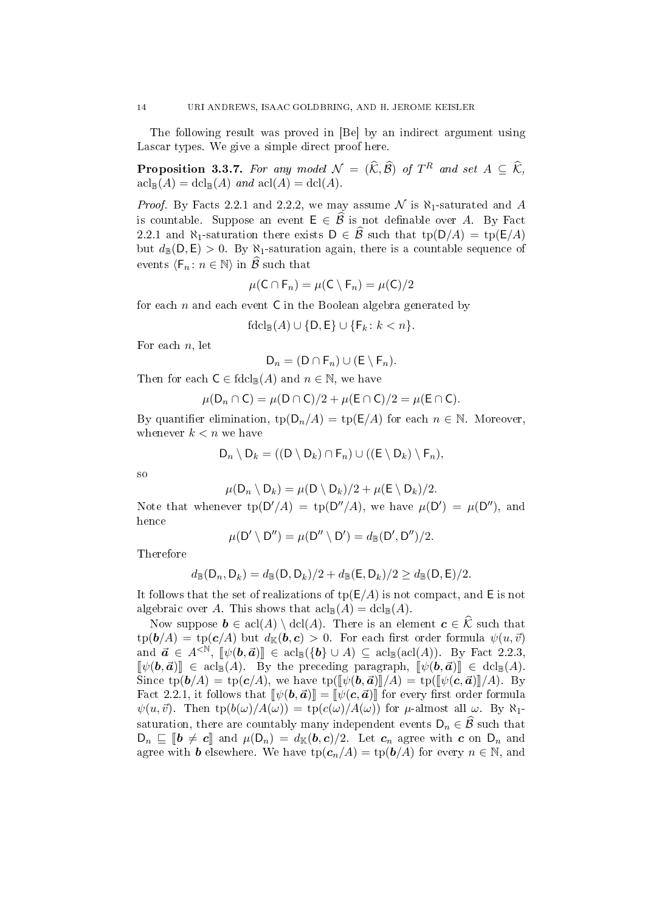The following result was proved in [Be] by an indirect argument using Lascar types. We give a simple direct proof here.

**Proposition 3.3.7.** *For any model $\mathcal{N} = (\widehat{\mathcal{K}}, \widehat{\mathcal{B}})$ of $T^R$ and set $A \subseteq \widehat{\mathcal{K}}$, $\operatorname{acl}_{\mathbb{B}}(A) = \operatorname{dcl}_{\mathbb{B}}(A)$ and $\operatorname{acl}(A) = \operatorname{dcl}(A)$.*

*Proof.* By Facts 2.2.1 and 2.2.2, we may assume $\mathcal{N}$ is $\aleph_1$-saturated and $A$ is countable. Suppose an event $\mathsf{E} \in \widehat{\mathcal{B}}$ is not definable over $A$. By Fact 2.2.1 and $\aleph_1$-saturation there exists $\mathsf{D} \in \widehat{\mathcal{B}}$ such that $\operatorname{tp}(\mathsf{D}/A) = \operatorname{tp}(\mathsf{E}/A)$ but $d_{\mathbb{B}}(\mathsf{D}, \mathsf{E}) > 0$. By $\aleph_1$-saturation again, there is a countable sequence of events $\langle \mathsf{F}_n : n \in \mathbb{N} \rangle$ in $\widehat{\mathcal{B}}$ such that

$$\mu(\mathsf{C} \cap \mathsf{F}_n) = \mu(\mathsf{C} \setminus \mathsf{F}_n) = \mu(\mathsf{C})/2$$

for each $n$ and each event $\mathsf{C}$ in the Boolean algebra generated by

$$\operatorname{fdcl}_{\mathbb{B}}(A) \cup \{\mathsf{D}, \mathsf{E}\} \cup \{\mathsf{F}_k : k < n\}.$$

For each $n$, let

$$\mathsf{D}_n = (\mathsf{D} \cap \mathsf{F}_n) \cup (\mathsf{E} \setminus \mathsf{F}_n).$$

Then for each $\mathsf{C} \in \operatorname{fdcl}_{\mathbb{B}}(A)$ and $n \in \mathbb{N}$, we have

$$\mu(\mathsf{D}_n \cap \mathsf{C}) = \mu(\mathsf{D} \cap \mathsf{C})/2 + \mu(\mathsf{E} \cap \mathsf{C})/2 = \mu(\mathsf{E} \cap \mathsf{C}).$$

By quantifier elimination, $\operatorname{tp}(\mathsf{D}_n/A) = \operatorname{tp}(\mathsf{E}/A)$ for each $n \in \mathbb{N}$. Moreover, whenever $k < n$ we have

$$\mathsf{D}_n \setminus \mathsf{D}_k = ((\mathsf{D} \setminus \mathsf{D}_k) \cap \mathsf{F}_n) \cup ((\mathsf{E} \setminus \mathsf{D}_k) \setminus \mathsf{F}_n),$$

so

$$\mu(\mathsf{D}_n \setminus \mathsf{D}_k) = \mu(\mathsf{D} \setminus \mathsf{D}_k)/2 + \mu(\mathsf{E} \setminus \mathsf{D}_k)/2.$$

Note that whenever $\operatorname{tp}(\mathsf{D}'/A) = \operatorname{tp}(\mathsf{D}''/A)$, we have $\mu(\mathsf{D}') = \mu(\mathsf{D}'')$, and hence

$$\mu(\mathsf{D}' \setminus \mathsf{D}'') = \mu(\mathsf{D}'' \setminus \mathsf{D}') = d_{\mathbb{B}}(\mathsf{D}', \mathsf{D}'')/2.$$

Therefore

$$d_{\mathbb{B}}(\mathsf{D}_n, \mathsf{D}_k) = d_{\mathbb{B}}(\mathsf{D}, \mathsf{D}_k)/2 + d_{\mathbb{B}}(\mathsf{E}, \mathsf{D}_k)/2 \geq d_{\mathbb{B}}(\mathsf{D}, \mathsf{E})/2.$$

It follows that the set of realizations of $\operatorname{tp}(\mathsf{E}/A)$ is not compact, and $\mathsf{E}$ is not algebraic over $A$. This shows that $\operatorname{acl}_{\mathbb{B}}(A) = \operatorname{dcl}_{\mathbb{B}}(A)$.

Now suppose $\boldsymbol{b} \in \operatorname{acl}(A) \setminus \operatorname{dcl}(A)$. There is an element $\boldsymbol{c} \in \widehat{\mathcal{K}}$ such that $\operatorname{tp}(\boldsymbol{b}/A) = \operatorname{tp}(\boldsymbol{c}/A)$ but $d_{\mathbb{K}}(\boldsymbol{b}, \boldsymbol{c}) > 0$. For each first order formula $\psi(u, \vec{v})$ and $\vec{\boldsymbol{a}} \in A^{<\mathbb{N}}$, $[\![\psi(\boldsymbol{b}, \vec{\boldsymbol{a}})]\!] \in \operatorname{acl}_{\mathbb{B}}(\{\boldsymbol{b}\} \cup A) \subseteq \operatorname{acl}_{\mathbb{B}}(\operatorname{acl}(A))$. By Fact 2.2.3, $[\![\psi(\boldsymbol{b}, \vec{\boldsymbol{a}})]\!] \in \operatorname{acl}_{\mathbb{B}}(A)$. By the preceding paragraph, $[\![\psi(\boldsymbol{b}, \vec{\boldsymbol{a}})]\!] \in \operatorname{dcl}_{\mathbb{B}}(A)$. Since $\operatorname{tp}(\boldsymbol{b}/A) = \operatorname{tp}(\boldsymbol{c}/A)$, we have $\operatorname{tp}([\![\psi(\boldsymbol{b}, \vec{\boldsymbol{a}})]\!]/A) = \operatorname{tp}([\![\psi(\boldsymbol{c}, \vec{\boldsymbol{a}})]\!]/A)$. By Fact 2.2.1, it follows that $[\![\psi(\boldsymbol{b}, \vec{\boldsymbol{a}})]\!] = [\![\psi(\boldsymbol{c}, \vec{\boldsymbol{a}})]\!]$ for every first order formula $\psi(u, \vec{v})$. Then $\operatorname{tp}(b(\omega)/A(\omega)) = \operatorname{tp}(c(\omega)/A(\omega))$ for $\mu$-almost all $\omega$. By $\aleph_1$-saturation, there are countably many independent events $\mathsf{D}_n \in \widehat{\mathcal{B}}$ such that $\mathsf{D}_n \sqsubseteq [\![\boldsymbol{b} \neq \boldsymbol{c}]\!]$ and $\mu(\mathsf{D}_n) = d_{\mathbb{K}}(\boldsymbol{b}, \boldsymbol{c})/2$. Let $\boldsymbol{c}_n$ agree with $\boldsymbol{c}$ on $\mathsf{D}_n$ and agree with $\boldsymbol{b}$ elsewhere. We have $\operatorname{tp}(\boldsymbol{c}_n/A) = \operatorname{tp}(\boldsymbol{b}/A)$ for every $n \in \mathbb{N}$, and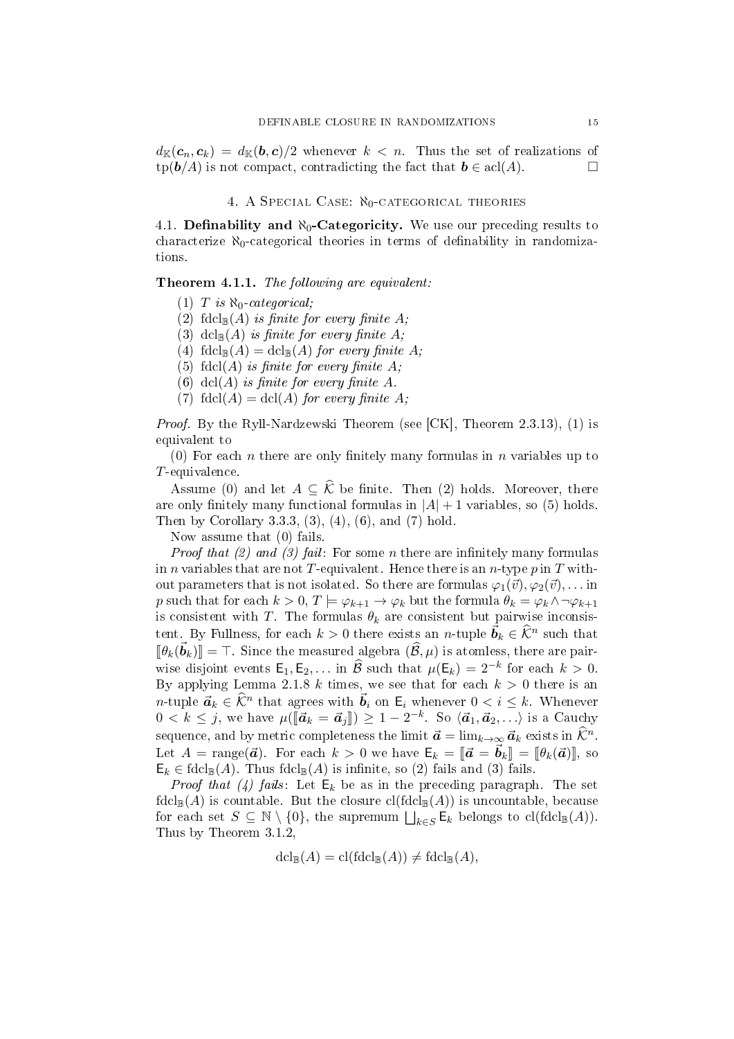$d_{\mathbb{K}}(\boldsymbol{c}_n, \boldsymbol{c}_k) = d_{\mathbb{K}}(\boldsymbol{b}, \boldsymbol{c})/2$ whenever $k < n$. Thus the set of realizations of $\operatorname{tp}(\boldsymbol{b}/A)$ is not compact, contradicting the fact that $\boldsymbol{b} \in \operatorname{acl}(A)$. $\square$

## 4. A Special Case: $\aleph_0$-categorical theories

### 4.1. Definability and $\aleph_0$-Categoricity.

We use our preceding results to characterize $\aleph_0$-categorical theories in terms of definability in randomizations.

**Theorem 4.1.1.** *The following are equivalent:*

1. *$T$ is $\aleph_0$-categorical;*
2. *$\operatorname{fdcl}_{\mathbb{B}}(A)$ is finite for every finite $A$;*
3. *$\operatorname{dcl}_{\mathbb{B}}(A)$ is finite for every finite $A$;*
4. *$\operatorname{fdcl}_{\mathbb{B}}(A) = \operatorname{dcl}_{\mathbb{B}}(A)$ for every finite $A$;*
5. *$\operatorname{fdcl}(A)$ is finite for every finite $A$;*
6. *$\operatorname{dcl}(A)$ is finite for every finite $A$.*
7. *$\operatorname{fdcl}(A) = \operatorname{dcl}(A)$ for every finite $A$;*

*Proof.* By the Ryll-Nardzewski Theorem (see [CK], Theorem 2.3.13), (1) is equivalent to

(0) For each $n$ there are only finitely many formulas in $n$ variables up to $T$-equivalence.

Assume (0) and let $A \subseteq \widehat{\mathcal{K}}$ be finite. Then (2) holds. Moreover, there are only finitely many functional formulas in $|A|+1$ variables, so (5) holds. Then by Corollary 3.3.3, (3), (4), (6), and (7) hold.

Now assume that (0) fails.

*Proof that (2) and (3) fail*: For some $n$ there are infinitely many formulas in $n$ variables that are not $T$-equivalent. Hence there is an $n$-type $p$ in $T$ without parameters that is not isolated. So there are formulas $\varphi_1(\vec{v}), \varphi_2(\vec{v}), \ldots$ in $p$ such that for each $k > 0$, $T \models \varphi_{k+1} \to \varphi_k$ but the formula $\theta_k = \varphi_k \wedge \neg\varphi_{k+1}$ is consistent with $T$. The formulas $\theta_k$ are consistent but pairwise inconsistent. By Fullness, for each $k > 0$ there exists an $n$-tuple $\vec{\boldsymbol{b}}_k \in \widehat{\mathcal{K}}^n$ such that $[\![\theta_k(\vec{\boldsymbol{b}}_k)]\!] = \top$. Since the measured algebra $(\widehat{\mathcal{B}}, \mu)$ is atomless, there are pairwise disjoint events $\mathsf{E}_1, \mathsf{E}_2, \ldots$ in $\widehat{\mathcal{B}}$ such that $\mu(\mathsf{E}_k) = 2^{-k}$ for each $k > 0$. By applying Lemma 2.1.8 $k$ times, we see that for each $k > 0$ there is an $n$-tuple $\vec{\boldsymbol{a}}_k \in \widehat{\mathcal{K}}^n$ that agrees with $\vec{\boldsymbol{b}}_i$ on $\mathsf{E}_i$ whenever $0 < i \leq k$. Whenever $0 < k \leq j$, we have $\mu([\![\vec{\boldsymbol{a}}_k = \vec{\boldsymbol{a}}_j]\!]) \geq 1 - 2^{-k}$. So $\langle \vec{\boldsymbol{a}}_1, \vec{\boldsymbol{a}}_2, \ldots \rangle$ is a Cauchy sequence, and by metric completeness the limit $\vec{\boldsymbol{a}} = \lim_{k\to\infty} \vec{\boldsymbol{a}}_k$ exists in $\widehat{\mathcal{K}}^n$. Let $A = \operatorname{range}(\vec{\boldsymbol{a}})$. For each $k > 0$ we have $\mathsf{E}_k = [\![\vec{\boldsymbol{a}} = \vec{\boldsymbol{b}}_k]\!] = [\![\theta_k(\vec{\boldsymbol{a}})]\!]$, so $\mathsf{E}_k \in \operatorname{fdcl}_{\mathbb{B}}(A)$. Thus $\operatorname{fdcl}_{\mathbb{B}}(A)$ is infinite, so (2) fails and (3) fails.

*Proof that (4) fails*: Let $\mathsf{E}_k$ be as in the preceding paragraph. The set $\operatorname{fdcl}_{\mathbb{B}}(A)$ is countable. But the closure $\operatorname{cl}(\operatorname{fdcl}_{\mathbb{B}}(A))$ is uncountable, because for each set $S \subseteq \mathbb{N} \setminus \{0\}$, the supremum $\bigsqcup_{k\in S} \mathsf{E}_k$ belongs to $\operatorname{cl}(\operatorname{fdcl}_{\mathbb{B}}(A))$. Thus by Theorem 3.1.2,

$$\operatorname{dcl}_{\mathbb{B}}(A) = \operatorname{cl}(\operatorname{fdcl}_{\mathbb{B}}(A)) \neq \operatorname{fdcl}_{\mathbb{B}}(A),$$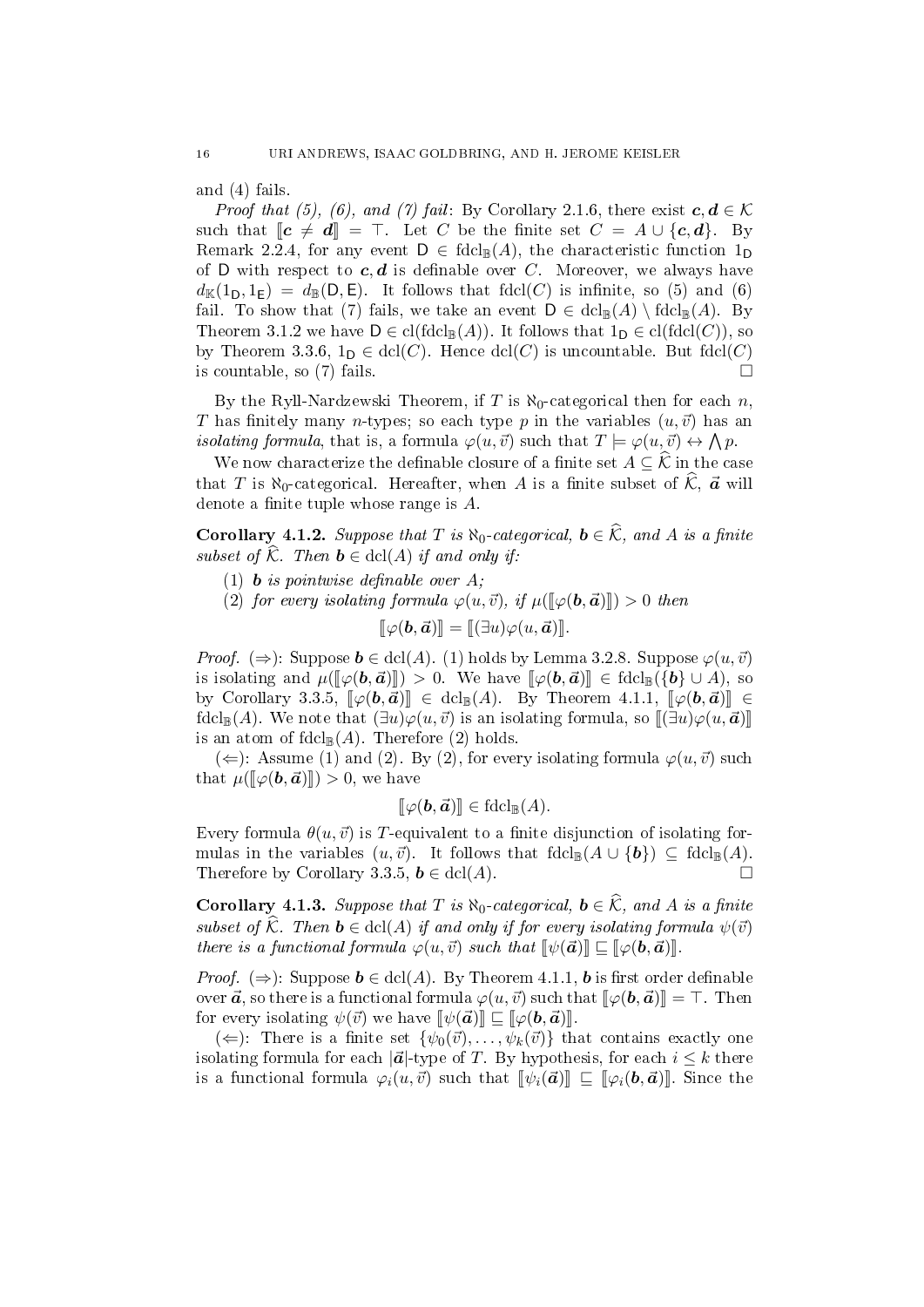and (4) fails.

*Proof that (5), (6), and (7) fail*: By Corollary 2.1.6, there exist $\boldsymbol{c}, \boldsymbol{d} \in \mathcal{K}$ such that $[\![\boldsymbol{c} \neq \boldsymbol{d}]\!] = \top$. Let $C$ be the finite set $C = A \cup \{\boldsymbol{c}, \boldsymbol{d}\}$. By Remark 2.2.4, for any event $\mathsf{D} \in \mathrm{fdcl}_{\mathbb{B}}(A)$, the characteristic function $1_{\mathsf{D}}$ of $\mathsf{D}$ with respect to $\boldsymbol{c}, \boldsymbol{d}$ is definable over $C$. Moreover, we always have $d_{\mathbb{K}}(1_{\mathsf{D}}, 1_{\mathsf{E}}) = d_{\mathbb{B}}(\mathsf{D}, \mathsf{E})$. It follows that $\mathrm{fdcl}(C)$ is infinite, so (5) and (6) fail. To show that (7) fails, we take an event $\mathsf{D} \in \mathrm{dcl}_{\mathbb{B}}(A) \setminus \mathrm{fdcl}_{\mathbb{B}}(A)$. By Theorem 3.1.2 we have $\mathsf{D} \in \mathrm{cl}(\mathrm{fdcl}_{\mathbb{B}}(A))$. It follows that $1_{\mathsf{D}} \in \mathrm{cl}(\mathrm{fdcl}(C))$, so by Theorem 3.3.6, $1_{\mathsf{D}} \in \mathrm{dcl}(C)$. Hence $\mathrm{dcl}(C)$ is uncountable. But $\mathrm{fdcl}(C)$ is countable, so (7) fails. $\square$

By the Ryll-Nardzewski Theorem, if $T$ is $\aleph_0$-categorical then for each $n$, $T$ has finitely many $n$-types; so each type $p$ in the variables $(u, \vec{v})$ has an *isolating formula*, that is, a formula $\varphi(u, \vec{v})$ such that $T \models \varphi(u, \vec{v}) \leftrightarrow \bigwedge p$.

We now characterize the definable closure of a finite set $A \subseteq \widehat{\mathcal{K}}$ in the case that $T$ is $\aleph_0$-categorical. Hereafter, when $A$ is a finite subset of $\widehat{\mathcal{K}}$, $\vec{\boldsymbol{a}}$ will denote a finite tuple whose range is $A$.

**Corollary 4.1.2.** *Suppose that $T$ is $\aleph_0$-categorical, $\boldsymbol{b} \in \widehat{\mathcal{K}}$, and $A$ is a finite subset of $\widehat{\mathcal{K}}$. Then $\boldsymbol{b} \in \mathrm{dcl}(A)$ if and only if:*

1. *$\boldsymbol{b}$ is pointwise definable over $A$;*
2. *for every isolating formula $\varphi(u, \vec{v})$, if $\mu([\![\varphi(\boldsymbol{b}, \vec{\boldsymbol{a}})]\!]) > 0$ then*
$$[\![\varphi(\boldsymbol{b}, \vec{\boldsymbol{a}})]\!] = [\![(\exists u)\varphi(u, \vec{\boldsymbol{a}})]\!].$$

*Proof.* ($\Rightarrow$): Suppose $\boldsymbol{b} \in \mathrm{dcl}(A)$. (1) holds by Lemma 3.2.8. Suppose $\varphi(u, \vec{v})$ is isolating and $\mu([\![\varphi(\boldsymbol{b}, \vec{\boldsymbol{a}})]\!]) > 0$. We have $[\![\varphi(\boldsymbol{b}, \vec{\boldsymbol{a}})]\!] \in \mathrm{fdcl}_{\mathbb{B}}(\{\boldsymbol{b}\} \cup A)$, so by Corollary 3.3.5, $[\![\varphi(\boldsymbol{b}, \vec{\boldsymbol{a}})]\!] \in \mathrm{dcl}_{\mathbb{B}}(A)$. By Theorem 4.1.1, $[\![\varphi(\boldsymbol{b}, \vec{\boldsymbol{a}})]\!] \in \mathrm{fdcl}_{\mathbb{B}}(A)$. We note that $(\exists u)\varphi(u, \vec{v})$ is an isolating formula, so $[\![(\exists u)\varphi(u, \vec{\boldsymbol{a}})]\!]$ is an atom of $\mathrm{fdcl}_{\mathbb{B}}(A)$. Therefore (2) holds.

($\Leftarrow$): Assume (1) and (2). By (2), for every isolating formula $\varphi(u, \vec{v})$ such that $\mu([\![\varphi(\boldsymbol{b}, \vec{\boldsymbol{a}})]\!]) > 0$, we have

$$[\![\varphi(\boldsymbol{b}, \vec{\boldsymbol{a}})]\!] \in \mathrm{fdcl}_{\mathbb{B}}(A).$$

Every formula $\theta(u, \vec{v})$ is $T$-equivalent to a finite disjunction of isolating formulas in the variables $(u, \vec{v})$. It follows that $\mathrm{fdcl}_{\mathbb{B}}(A \cup \{\boldsymbol{b}\}) \subseteq \mathrm{fdcl}_{\mathbb{B}}(A)$. Therefore by Corollary 3.3.5, $\boldsymbol{b} \in \mathrm{dcl}(A)$. $\square$

**Corollary 4.1.3.** *Suppose that $T$ is $\aleph_0$-categorical, $\boldsymbol{b} \in \widehat{\mathcal{K}}$, and $A$ is a finite subset of $\widehat{\mathcal{K}}$. Then $\boldsymbol{b} \in \mathrm{dcl}(A)$ if and only if for every isolating formula $\psi(\vec{v})$ there is a functional formula $\varphi(u, \vec{v})$ such that $[\![\psi(\vec{\boldsymbol{a}})]\!] \sqsubseteq [\![\varphi(\boldsymbol{b}, \vec{\boldsymbol{a}})]\!]$.*

*Proof.* ($\Rightarrow$): Suppose $\boldsymbol{b} \in \mathrm{dcl}(A)$. By Theorem 4.1.1, $\boldsymbol{b}$ is first order definable over $\vec{\boldsymbol{a}}$, so there is a functional formula $\varphi(u, \vec{v})$ such that $[\![\varphi(\boldsymbol{b}, \vec{\boldsymbol{a}})]\!] = \top$. Then for every isolating $\psi(\vec{v})$ we have $[\![\psi(\vec{\boldsymbol{a}})]\!] \sqsubseteq [\![\varphi(\boldsymbol{b}, \vec{\boldsymbol{a}})]\!]$.

($\Leftarrow$): There is a finite set $\{\psi_0(\vec{v}), \ldots, \psi_k(\vec{v})\}$ that contains exactly one isolating formula for each $|\vec{\boldsymbol{a}}|$-type of $T$. By hypothesis, for each $i \leq k$ there is a functional formula $\varphi_i(u, \vec{v})$ such that $[\![\psi_i(\vec{\boldsymbol{a}})]\!] \sqsubseteq [\![\varphi_i(\boldsymbol{b}, \vec{\boldsymbol{a}})]\!]$. Since the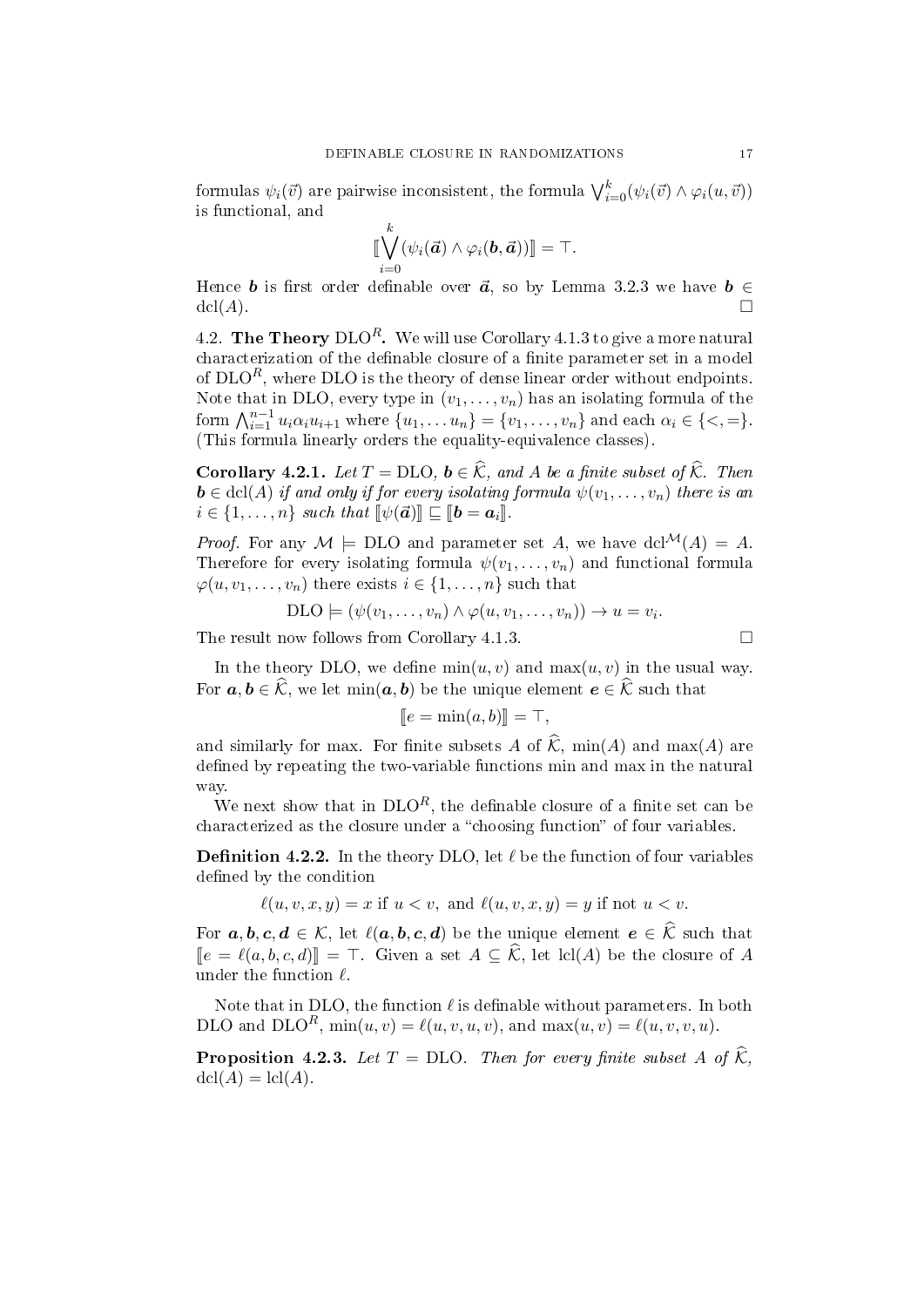formulas $\psi_i(\vec{v})$ are pairwise inconsistent, the formula $\bigvee_{i=0}^k(\psi_i(\vec{v}) \wedge \varphi_i(u, \vec{v}))$ is functional, and

$$[\![\bigvee_{i=0}^k (\psi_i(\vec{\boldsymbol{a}}) \wedge \varphi_i(\boldsymbol{b}, \vec{\boldsymbol{a}}))]\!] = \top.$$

Hence $\boldsymbol{b}$ is first order definable over $\vec{\boldsymbol{a}}$, so by Lemma 3.2.3 we have $\boldsymbol{b} \in \operatorname{dcl}(A)$. □

4.2. **The Theory** $\mathrm{DLO}^R$**.** We will use Corollary 4.1.3 to give a more natural characterization of the definable closure of a finite parameter set in a model of $\mathrm{DLO}^R$, where DLO is the theory of dense linear order without endpoints. Note that in DLO, every type in $(v_1, \ldots, v_n)$ has an isolating formula of the form $\bigwedge_{i=1}^{n-1} u_i \alpha_i u_{i+1}$ where $\{u_1, \ldots u_n\} = \{v_1, \ldots, v_n\}$ and each $\alpha_i \in \{<, =\}$. (This formula linearly orders the equality-equivalence classes).

**Corollary 4.2.1.** *Let $T = \mathrm{DLO}$, $\boldsymbol{b} \in \widehat{\mathcal{K}}$, and $A$ be a finite subset of $\widehat{\mathcal{K}}$. Then $\boldsymbol{b} \in \operatorname{dcl}(A)$ if and only if for every isolating formula $\psi(v_1, \ldots, v_n)$ there is an $i \in \{1, \ldots, n\}$ such that $[\![\psi(\vec{\boldsymbol{a}})]\!] \sqsubseteq [\![\boldsymbol{b} = \boldsymbol{a}_i]\!]$.*

*Proof.* For any $\mathcal{M} \models \mathrm{DLO}$ and parameter set $A$, we have $\operatorname{dcl}^{\mathcal{M}}(A) = A$. Therefore for every isolating formula $\psi(v_1, \ldots, v_n)$ and functional formula $\varphi(u, v_1, \ldots, v_n)$ there exists $i \in \{1, \ldots, n\}$ such that

$$\mathrm{DLO} \models (\psi(v_1, \ldots, v_n) \wedge \varphi(u, v_1, \ldots, v_n)) \rightarrow u = v_i.$$

The result now follows from Corollary 4.1.3. □

In the theory DLO, we define $\min(u, v)$ and $\max(u, v)$ in the usual way. For $\boldsymbol{a}, \boldsymbol{b} \in \widehat{\mathcal{K}}$, we let $\min(\boldsymbol{a}, \boldsymbol{b})$ be the unique element $\boldsymbol{e} \in \widehat{\mathcal{K}}$ such that

$$[\![e = \min(a, b)]\!] = \top,$$

and similarly for max. For finite subsets $A$ of $\widehat{\mathcal{K}}$, $\min(A)$ and $\max(A)$ are defined by repeating the two-variable functions min and max in the natural way.

We next show that in $\mathrm{DLO}^R$, the definable closure of a finite set can be characterized as the closure under a "choosing function" of four variables.

**Definition 4.2.2.** In the theory DLO, let $\ell$ be the function of four variables defined by the condition

$$\ell(u, v, x, y) = x \text{ if } u < v, \text{ and } \ell(u, v, x, y) = y \text{ if not } u < v.$$

For $\boldsymbol{a}, \boldsymbol{b}, \boldsymbol{c}, \boldsymbol{d} \in \mathcal{K}$, let $\ell(\boldsymbol{a}, \boldsymbol{b}, \boldsymbol{c}, \boldsymbol{d})$ be the unique element $\boldsymbol{e} \in \widehat{\mathcal{K}}$ such that $[\![e = \ell(a, b, c, d)]\!] = \top$. Given a set $A \subseteq \widehat{\mathcal{K}}$, let $\operatorname{lcl}(A)$ be the closure of $A$ under the function $\ell$.

Note that in DLO, the function $\ell$ is definable without parameters. In both DLO and $\mathrm{DLO}^R$, $\min(u, v) = \ell(u, v, u, v)$, and $\max(u, v) = \ell(u, v, v, u)$.

**Proposition 4.2.3.** *Let $T = \mathrm{DLO}$. Then for every finite subset $A$ of $\widehat{\mathcal{K}}$, $\operatorname{dcl}(A) = \operatorname{lcl}(A)$.*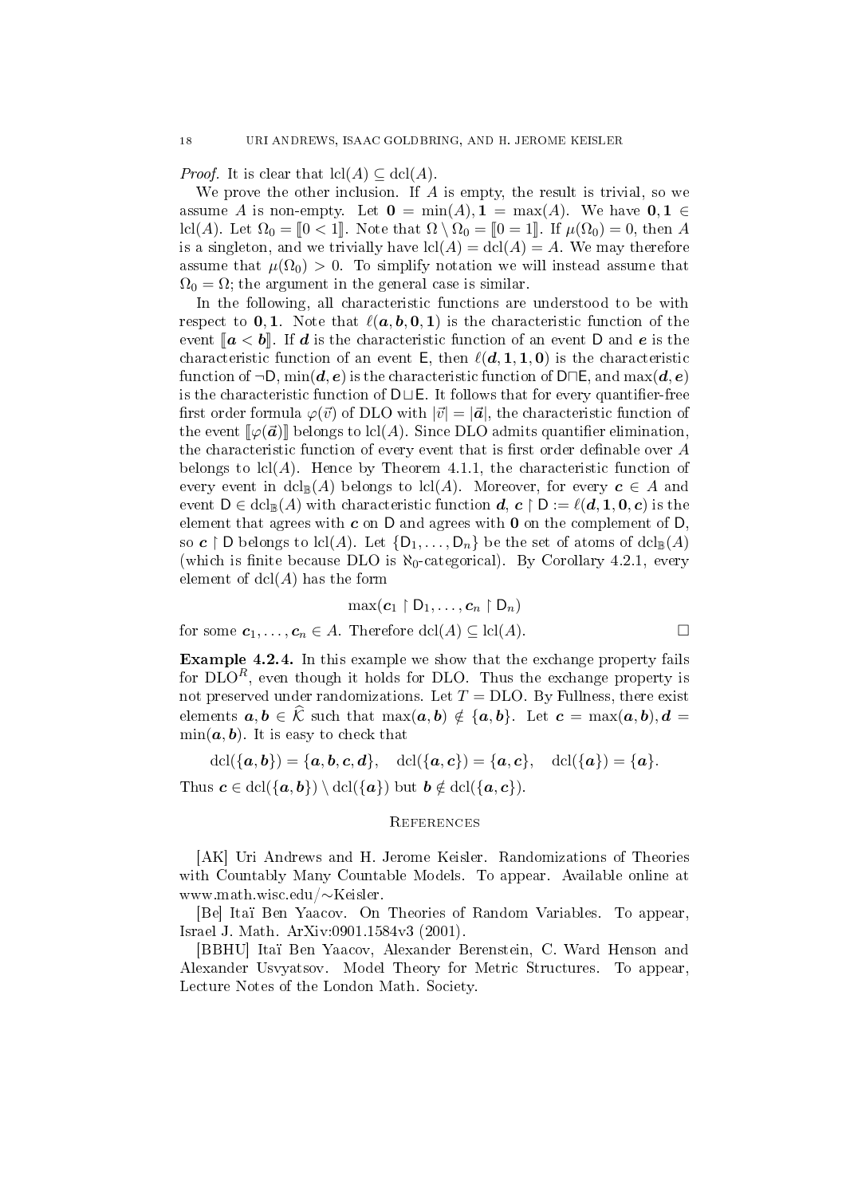*Proof.* It is clear that $\text{lcl}(A) \subseteq \text{dcl}(A)$.

We prove the other inclusion. If $A$ is empty, the result is trivial, so we assume $A$ is non-empty. Let $\mathbf{0} = \min(A), \mathbf{1} = \max(A)$. We have $\mathbf{0}, \mathbf{1} \in \text{lcl}(A)$. Let $\Omega_0 = [\![0 < 1]\!]$. Note that $\Omega \setminus \Omega_0 = [\![0 = 1]\!]$. If $\mu(\Omega_0) = 0$, then $A$ is a singleton, and we trivially have $\text{lcl}(A) = \text{dcl}(A) = A$. We may therefore assume that $\mu(\Omega_0) > 0$. To simplify notation we will instead assume that $\Omega_0 = \Omega$; the argument in the general case is similar.

In the following, all characteristic functions are understood to be with respect to $\mathbf{0}, \mathbf{1}$. Note that $\ell(\boldsymbol{a}, \boldsymbol{b}, \mathbf{0}, \mathbf{1})$ is the characteristic function of the event $[\![\boldsymbol{a} < \boldsymbol{b}]\!]$. If $\boldsymbol{d}$ is the characteristic function of an event $\mathsf{D}$ and $\boldsymbol{e}$ is the characteristic function of an event $\mathsf{E}$, then $\ell(\boldsymbol{d}, \mathbf{1}, \mathbf{1}, \mathbf{0})$ is the characteristic function of $\neg\mathsf{D}$, $\min(\boldsymbol{d}, \boldsymbol{e})$ is the characteristic function of $\mathsf{D} \sqcap \mathsf{E}$, and $\max(\boldsymbol{d}, \boldsymbol{e})$ is the characteristic function of $\mathsf{D} \sqcup \mathsf{E}$. It follows that for every quantifier-free first order formula $\varphi(\vec{v})$ of DLO with $|\vec{v}| = |\vec{\boldsymbol{a}}|$, the characteristic function of the event $[\![\varphi(\vec{\boldsymbol{a}})]\!]$ belongs to $\text{lcl}(A)$. Since DLO admits quantifier elimination, the characteristic function of every event that is first order definable over $A$ belongs to $\text{lcl}(A)$. Hence by Theorem 4.1.1, the characteristic function of every event in $\text{dcl}_{\mathbb{B}}(A)$ belongs to $\text{lcl}(A)$. Moreover, for every $\boldsymbol{c} \in A$ and event $\mathsf{D} \in \text{dcl}_{\mathbb{B}}(A)$ with characteristic function $\boldsymbol{d}$, $\boldsymbol{c} \upharpoonright \mathsf{D} := \ell(\boldsymbol{d}, \mathbf{1}, \mathbf{0}, \boldsymbol{c})$ is the element that agrees with $\boldsymbol{c}$ on $\mathsf{D}$ and agrees with $\mathbf{0}$ on the complement of $\mathsf{D}$, so $\boldsymbol{c} \upharpoonright \mathsf{D}$ belongs to $\text{lcl}(A)$. Let $\{\mathsf{D}_1, \ldots, \mathsf{D}_n\}$ be the set of atoms of $\text{dcl}_{\mathbb{B}}(A)$ (which is finite because DLO is $\aleph_0$-categorical). By Corollary 4.2.1, every element of $\text{dcl}(A)$ has the form

$$\max(\boldsymbol{c}_1 \upharpoonright \mathsf{D}_1, \ldots, \boldsymbol{c}_n \upharpoonright \mathsf{D}_n)$$

for some $\boldsymbol{c}_1, \ldots, \boldsymbol{c}_n \in A$. Therefore $\text{dcl}(A) \subseteq \text{lcl}(A)$. $\square$

**Example 4.2.4.** In this example we show that the exchange property fails for $\text{DLO}^R$, even though it holds for DLO. Thus the exchange property is not preserved under randomizations. Let $T = \text{DLO}$. By Fullness, there exist elements $\boldsymbol{a}, \boldsymbol{b} \in \widehat{\mathcal{K}}$ such that $\max(\boldsymbol{a}, \boldsymbol{b}) \notin \{\boldsymbol{a}, \boldsymbol{b}\}$. Let $\boldsymbol{c} = \max(\boldsymbol{a}, \boldsymbol{b}), \boldsymbol{d} = \min(\boldsymbol{a}, \boldsymbol{b})$. It is easy to check that

$$\text{dcl}(\{\boldsymbol{a}, \boldsymbol{b}\}) = \{\boldsymbol{a}, \boldsymbol{b}, \boldsymbol{c}, \boldsymbol{d}\}, \quad \text{dcl}(\{\boldsymbol{a}, \boldsymbol{c}\}) = \{\boldsymbol{a}, \boldsymbol{c}\}, \quad \text{dcl}(\{\boldsymbol{a}\}) = \{\boldsymbol{a}\}.$$

Thus $\boldsymbol{c} \in \text{dcl}(\{\boldsymbol{a}, \boldsymbol{b}\}) \setminus \text{dcl}(\{\boldsymbol{a}\})$ but $\boldsymbol{b} \notin \text{dcl}(\{\boldsymbol{a}, \boldsymbol{c}\})$.

## References

[AK] Uri Andrews and H. Jerome Keisler. Randomizations of Theories with Countably Many Countable Models. To appear. Available online at www.math.wisc.edu/~Keisler.

[Be] Itaï Ben Yaacov. On Theories of Random Variables. To appear, Israel J. Math. ArXiv:0901.1584v3 (2001).

[BBHU] Itaï Ben Yaacov, Alexander Berenstein, C. Ward Henson and Alexander Usvyatsov. Model Theory for Metric Structures. To appear, Lecture Notes of the London Math. Society.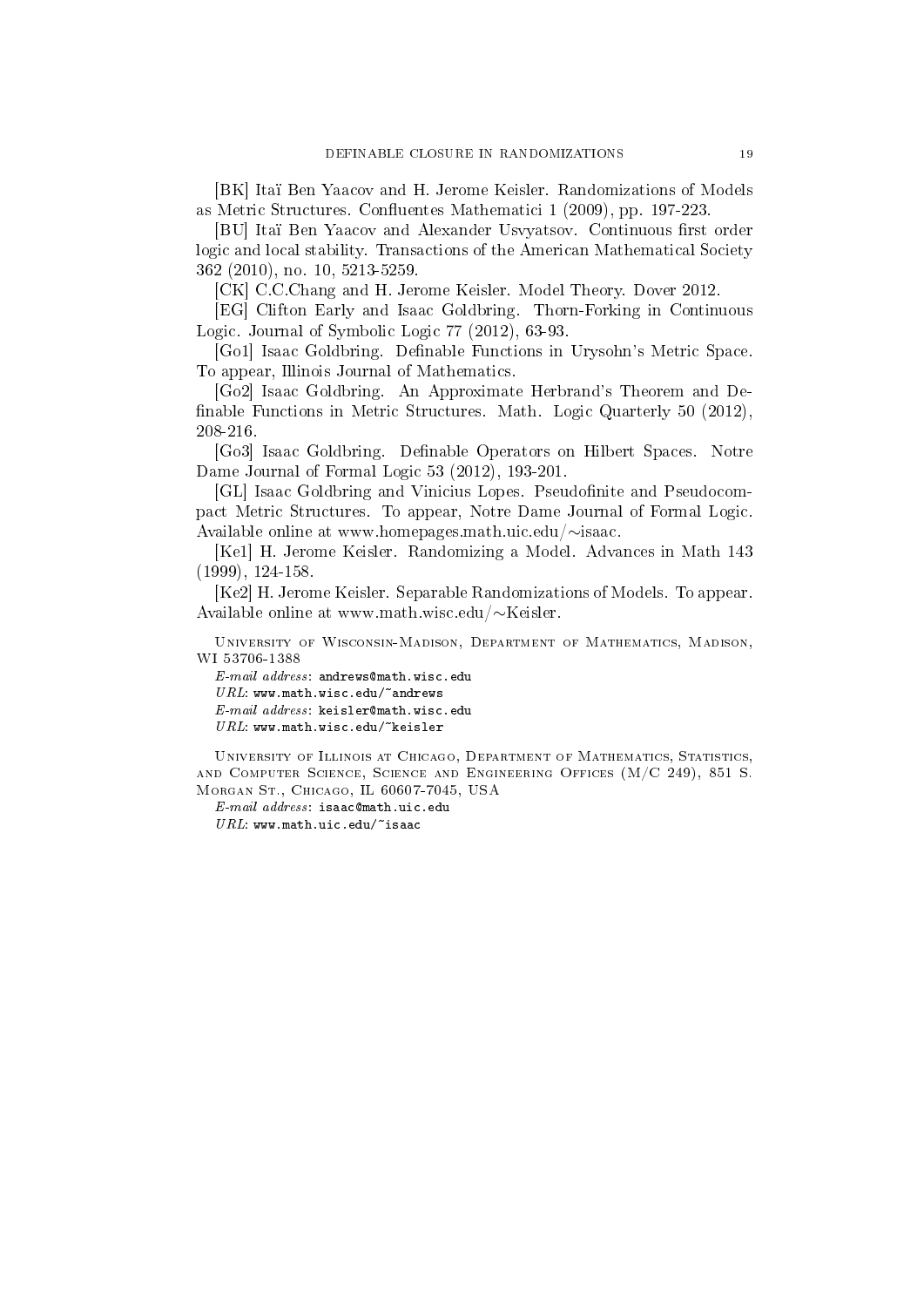[BK] Itaï Ben Yaacov and H. Jerome Keisler. Randomizations of Models as Metric Structures. Confluentes Mathematici 1 (2009), pp. 197-223.

[BU] Itaï Ben Yaacov and Alexander Usvyatsov. Continuous first order logic and local stability. Transactions of the American Mathematical Society 362 (2010), no. 10, 5213-5259.

[CK] C.C.Chang and H. Jerome Keisler. Model Theory. Dover 2012.

[EG] Clifton Early and Isaac Goldbring. Thorn-Forking in Continuous Logic. Journal of Symbolic Logic 77 (2012), 63-93.

[Go1] Isaac Goldbring. Definable Functions in Urysohn's Metric Space. To appear, Illinois Journal of Mathematics.

[Go2] Isaac Goldbring. An Approximate Herbrand's Theorem and Definable Functions in Metric Structures. Math. Logic Quarterly 50 (2012), 208-216.

[Go3] Isaac Goldbring. Definable Operators on Hilbert Spaces. Notre Dame Journal of Formal Logic 53 (2012), 193-201.

[GL] Isaac Goldbring and Vinicius Lopes. Pseudofinite and Pseudocompact Metric Structures. To appear, Notre Dame Journal of Formal Logic. Available online at www.homepages.math.uic.edu/∼isaac.

[Ke1] H. Jerome Keisler. Randomizing a Model. Advances in Math 143 (1999), 124-158.

[Ke2] H. Jerome Keisler. Separable Randomizations of Models. To appear. Available online at www.math.wisc.edu/∼Keisler.

University of Wisconsin-Madison, Department of Mathematics, Madison, WI 53706-1388

*E-mail address*: andrews@math.wisc.edu
*URL*: www.math.wisc.edu/~andrews
*E-mail address*: keisler@math.wisc.edu
*URL*: www.math.wisc.edu/~keisler

University of Illinois at Chicago, Department of Mathematics, Statistics, and Computer Science, Science and Engineering Offices (M/C 249), 851 S. Morgan St., Chicago, IL 60607-7045, USA

*E-mail address*: isaac@math.uic.edu
*URL*: www.math.uic.edu/~isaac